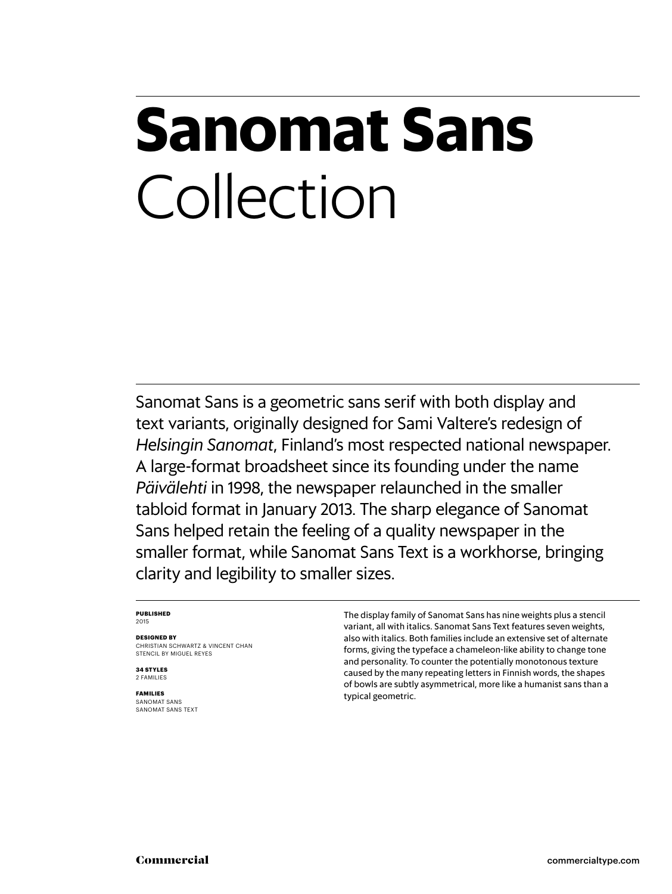# **Sanomat Sans** Collection

Sanomat Sans is a geometric sans serif with both display and text variants, originally designed for Sami Valtere's redesign of *Helsingin Sanomat*, Finland's most respected national newspaper. A large-format broadsheet since its founding under the name *Päivälehti* in 1998, the newspaper relaunched in the smaller tabloid format in January 2013. The sharp elegance of Sanomat Sans helped retain the feeling of a quality newspaper in the smaller format, while Sanomat Sans Text is a workhorse, bringing clarity and legibility to smaller sizes.

**PUBLISHED**
2015

**DESIGNED BY**
CHRISTIAN SCHWARTZ & VINCENT CHAN
STENCIL BY MIGUEL REYES

**34 STYLES**
2 FAMILIES

**FAMILIES**
SANOMAT SANS
SANOMAT SANS TEXT

The display family of Sanomat Sans has nine weights plus a stencil variant, all with italics. Sanomat Sans Text features seven weights, also with italics. Both families include an extensive set of alternate forms, giving the typeface a chameleon-like ability to change tone and personality. To counter the potentially monotonous texture caused by the many repeating letters in Finnish words, the shapes of bowls are subtly asymmetrical, more like a humanist sans than a typical geometric.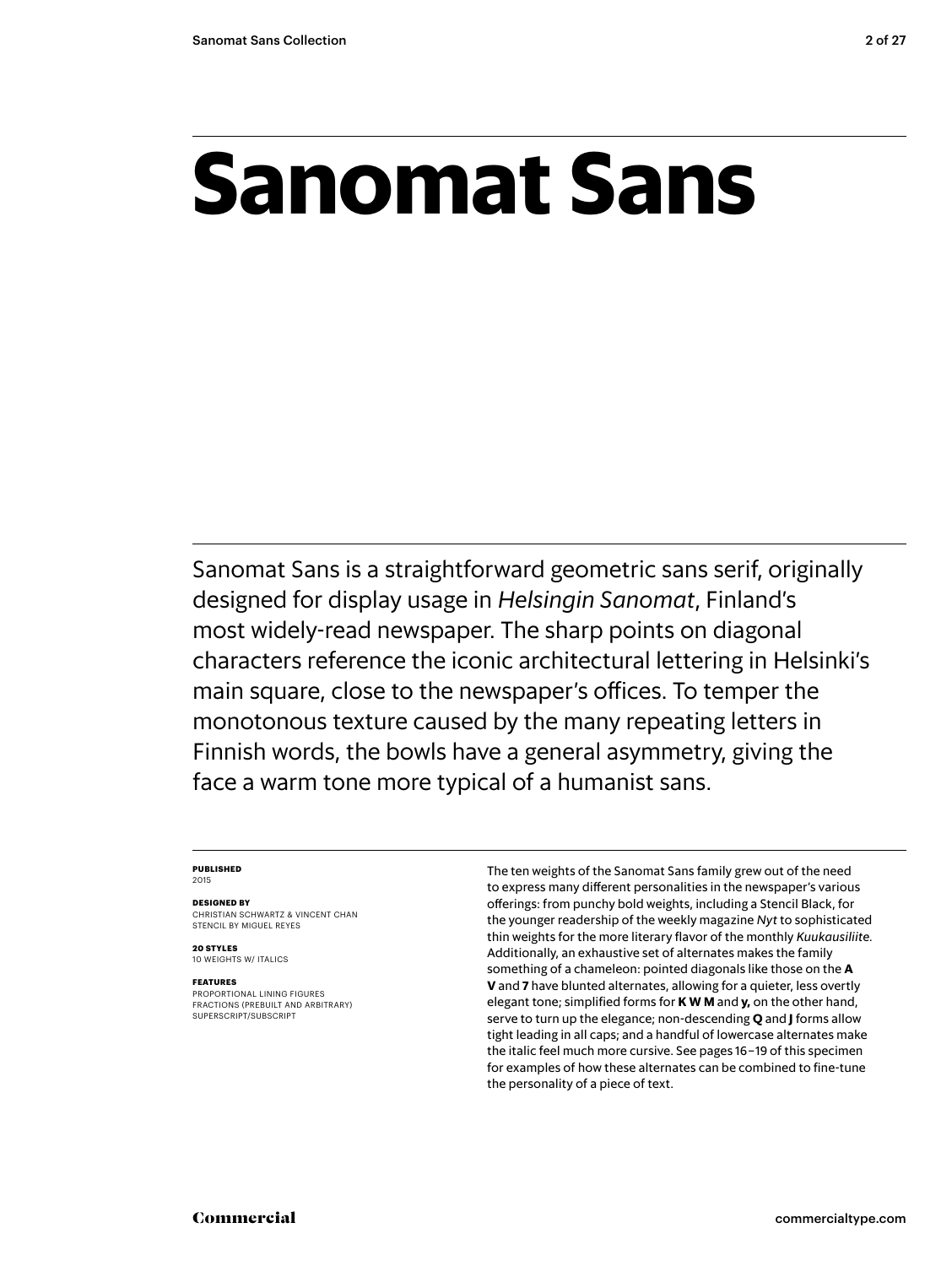# Sanomat Sans

Sanomat Sans is a straightforward geometric sans serif, originally designed for display usage in *Helsingin Sanomat*, Finland's most widely-read newspaper. The sharp points on diagonal characters reference the iconic architectural lettering in Helsinki's main square, close to the newspaper's offices. To temper the monotonous texture caused by the many repeating letters in Finnish words, the bowls have a general asymmetry, giving the face a warm tone more typical of a humanist sans.

**PUBLISHED**
2015

**DESIGNED BY**
CHRISTIAN SCHWARTZ & VINCENT CHAN
STENCIL BY MIGUEL REYES

**20 STYLES**
10 WEIGHTS W/ ITALICS

**FEATURES**
PROPORTIONAL LINING FIGURES
FRACTIONS (PREBUILT AND ARBITRARY)
SUPERSCRIPT/SUBSCRIPT

The ten weights of the Sanomat Sans family grew out of the need to express many different personalities in the newspaper's various offerings: from punchy bold weights, including a Stencil Black, for the younger readership of the weekly magazine *Nyt* to sophisticated thin weights for the more literary flavor of the monthly *Kuukausiliite*. Additionally, an exhaustive set of alternates makes the family something of a chameleon: pointed diagonals like those on the **A V** and **7** have blunted alternates, allowing for a quieter, less overtly elegant tone; simplified forms for **K W M** and **y,** on the other hand, serve to turn up the elegance; non-descending **Q** and **J** forms allow tight leading in all caps; and a handful of lowercase alternates make the italic feel much more cursive. See pages 16–19 of this specimen for examples of how these alternates can be combined to fine-tune the personality of a piece of text.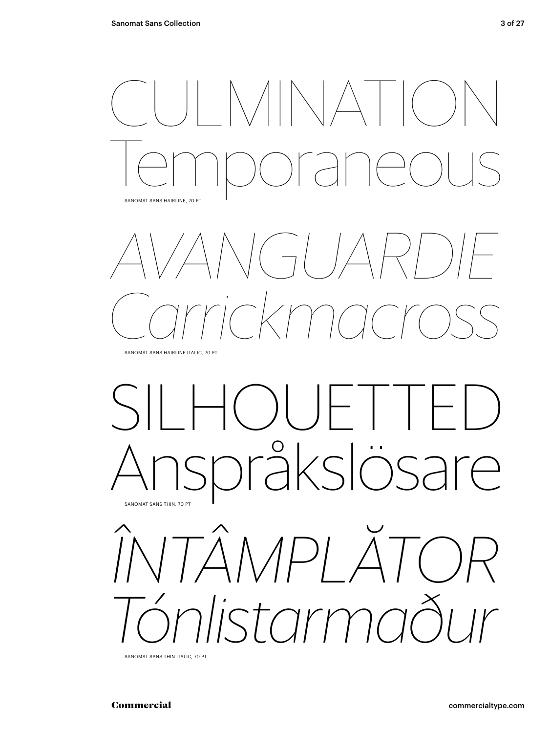CULMINATION
Temporaneous

SANOMAT SANS HAIRLINE, 70 PT

*AVANGUARDIE*
*Carrickmacross*

SANOMAT SANS HAIRLINE ITALIC, 70 PT

SILHOUETTED
Anspråkslösare

SANOMAT SANS THIN, 70 PT

*ÎNTÂMPLĂTOR*
*Tónlistarmaður*

SANOMAT SANS THIN ITALIC, 70 PT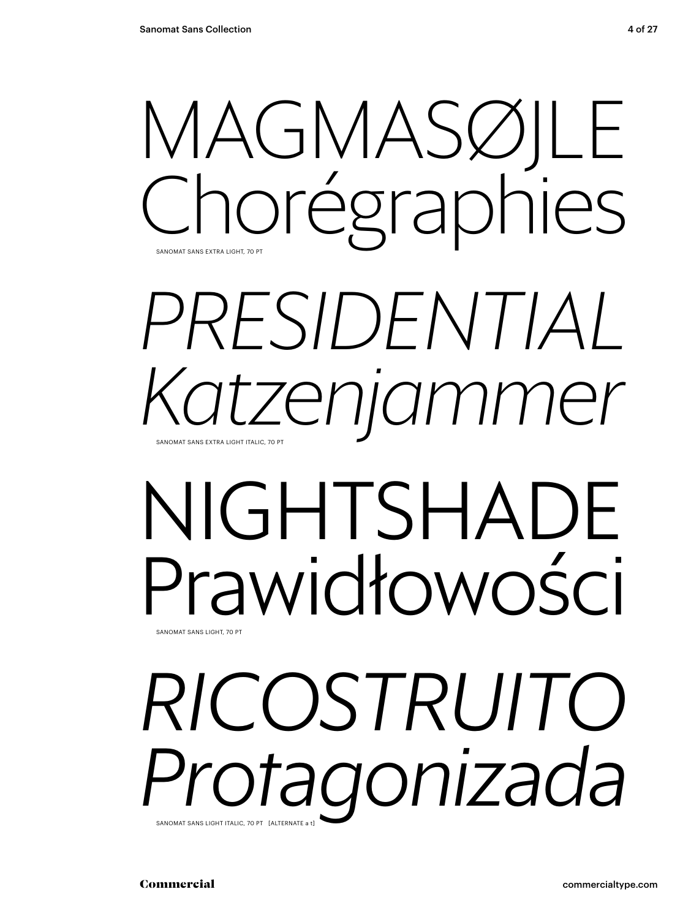MAGMASØJLE
Chorégraphies

SANOMAT SANS EXTRA LIGHT, 70 PT

*PRESIDENTIAL*
*Katzenjammer*

SANOMAT SANS EXTRA LIGHT ITALIC, 70 PT

NIGHTSHADE
Prawidłowości

SANOMAT SANS LIGHT, 70 PT

*RICOSTRUITO*
*Protagonizada*

SANOMAT SANS LIGHT ITALIC, 70 PT [ALTERNATE a t]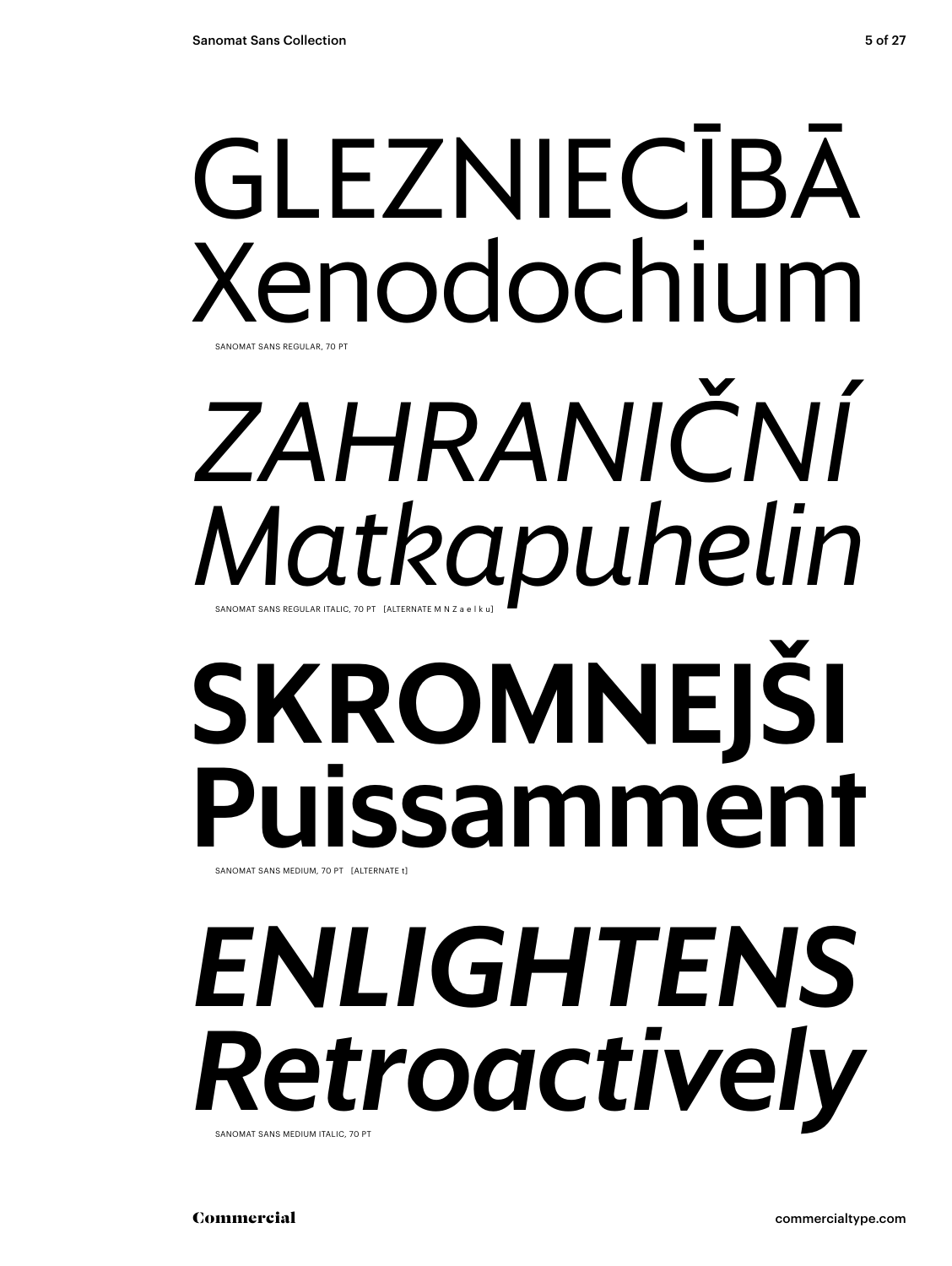GLEZNIECĪBĀ
Xenodochium

SANOMAT SANS REGULAR, 70 PT

*ZAHRANIČNÍ*
*Matkapuhelin*

SANOMAT SANS REGULAR ITALIC, 70 PT [ALTERNATE M N Z a e l k u]

**SKROMNEJŠI**
**Puissamment**

SANOMAT SANS MEDIUM, 70 PT [ALTERNATE t]

***ENLIGHTENS***
***Retroactively***

SANOMAT SANS MEDIUM ITALIC, 70 PT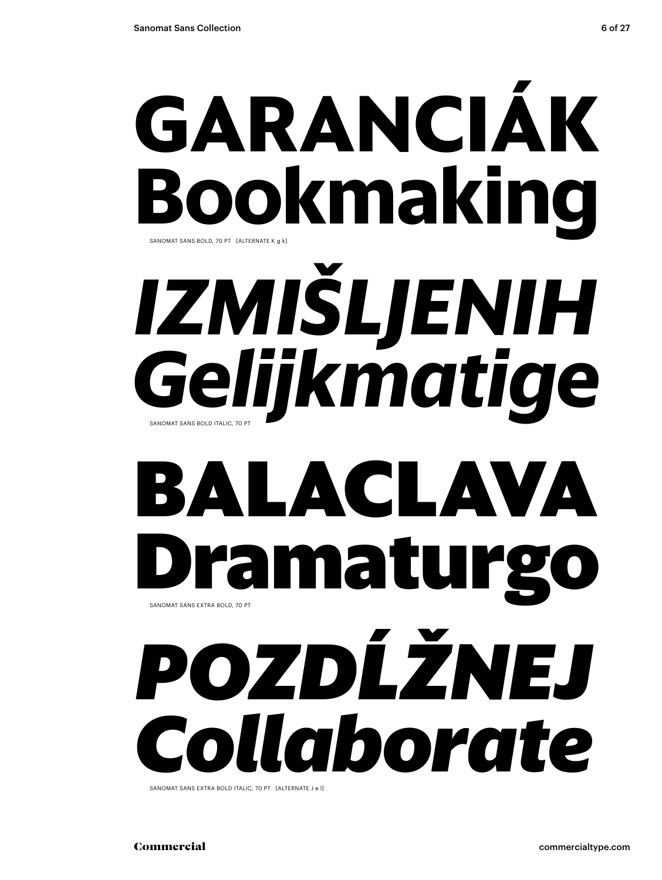**GARANCIÁK**
**Bookmaking**

SANOMAT SANS BOLD, 70 PT [ALTERNATE K g k]

***IZMIŠLJENIH***
***Gelijkmatige***

SANOMAT SANS BOLD ITALIC, 70 PT

**BALACLAVA**
**Dramaturgo**

SANOMAT SANS EXTRA BOLD, 70 PT

***POZDĹŽNEJ***
***Collaborate***

SANOMAT SANS EXTRA BOLD ITALIC, 70 PT [ALTERNATE J e l]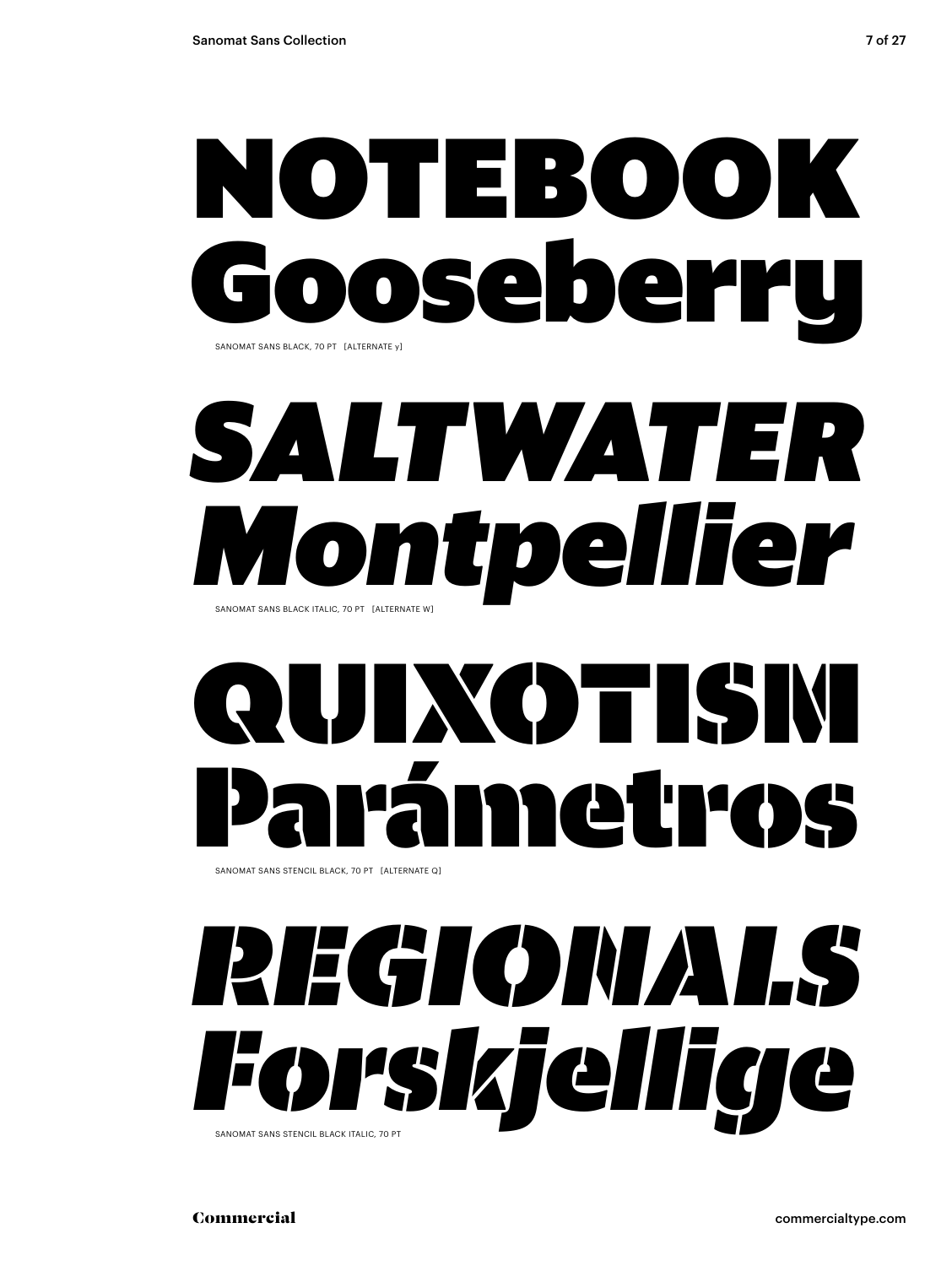# NOTEBOOK
# Gooseberry

SANOMAT SANS BLACK, 70 PT [ALTERNATE y]

# *SALTWATER*
# *Montpellier*

SANOMAT SANS BLACK ITALIC, 70 PT [ALTERNATE W]

# QUIXOTISM
# Parámetros

SANOMAT SANS STENCIL BLACK, 70 PT [ALTERNATE Q]

# *REGIONALS*
# *Forskjellige*

SANOMAT SANS STENCIL BLACK ITALIC, 70 PT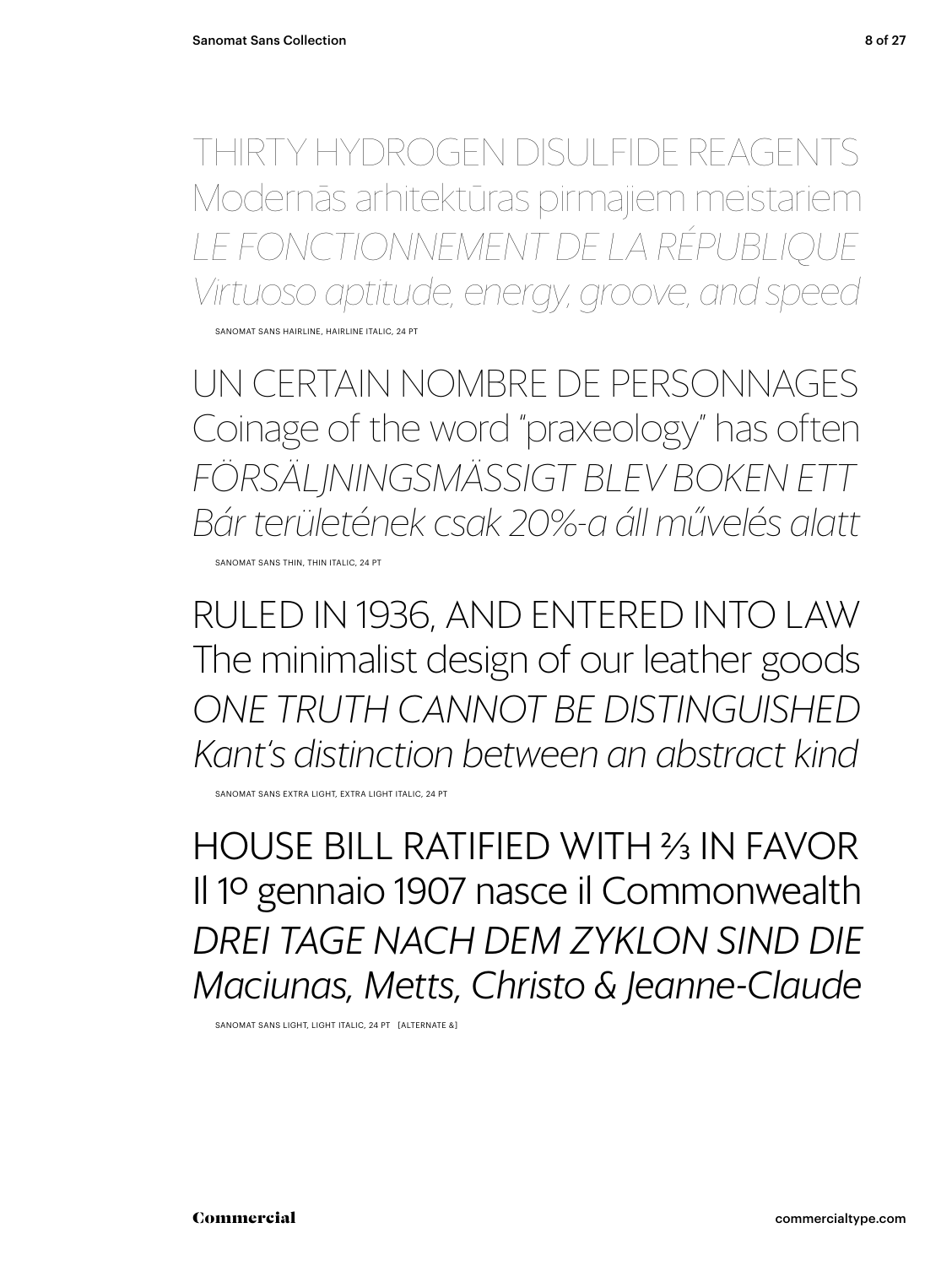THIRTY HYDROGEN DISULFIDE REAGENTS
Modernās arhitektūras pirmajiem meistariem
*LE FONCTIONNEMENT DE LA RÉPUBLIQUE*
*Virtuoso aptitude, energy, groove, and speed*

SANOMAT SANS HAIRLINE, HAIRLINE ITALIC, 24 PT

UN CERTAIN NOMBRE DE PERSONNAGES
Coinage of the word "praxeology" has often
*FÖRSÄLJNINGSMÄSSIGT BLEV BOKEN ETT*
*Bár területének csak 20%-a áll művelés alatt*

SANOMAT SANS THIN, THIN ITALIC, 24 PT

RULED IN 1936, AND ENTERED INTO LAW
The minimalist design of our leather goods
*ONE TRUTH CANNOT BE DISTINGUISHED*
*Kant's distinction between an abstract kind*

SANOMAT SANS EXTRA LIGHT, EXTRA LIGHT ITALIC, 24 PT

HOUSE BILL RATIFIED WITH ⅔ IN FAVOR
Il 1º gennaio 1907 nasce il Commonwealth
*DREI TAGE NACH DEM ZYKLON SIND DIE*
*Maciunas, Metts, Christo & Jeanne-Claude*

SANOMAT SANS LIGHT, LIGHT ITALIC, 24 PT [ALTERNATE &]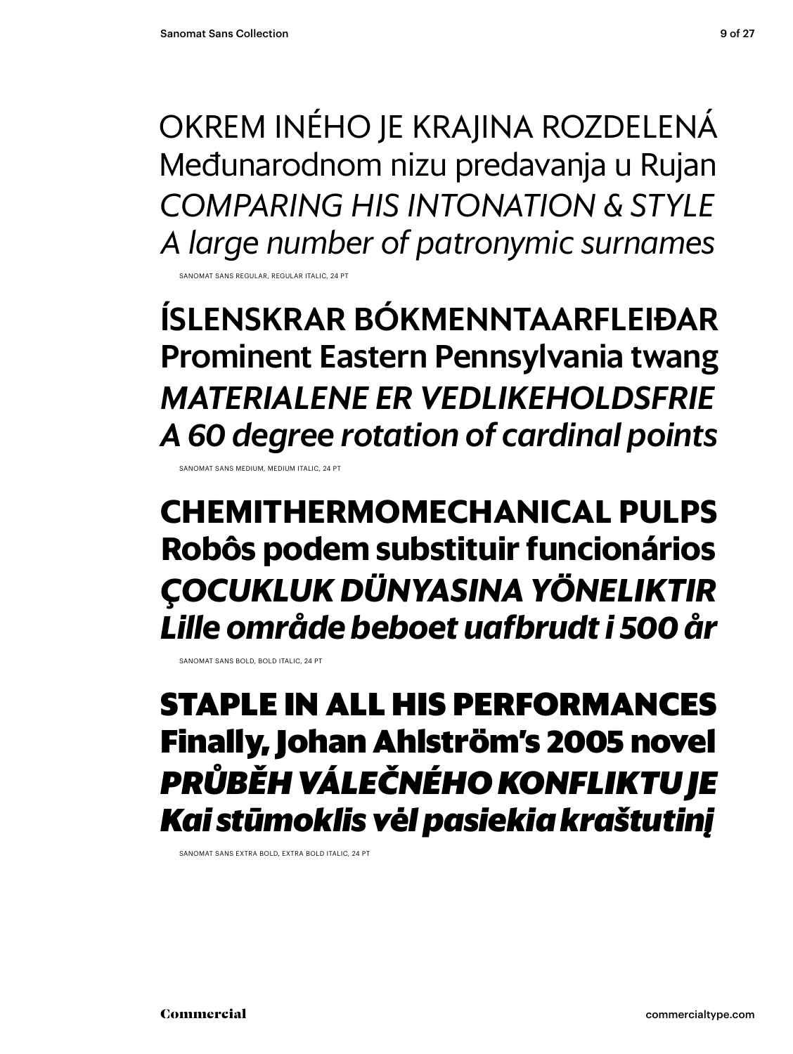OKREM INÉHO JE KRAJINA ROZDELENÁ
Međunarodnom nizu predavanja u Rujan
*COMPARING HIS INTONATION & STYLE*
*A large number of patronymic surnames*

SANOMAT SANS REGULAR, REGULAR ITALIC, 24 PT

ÍSLENSKRAR BÓKMENNTAARFLEIÐAR
Prominent Eastern Pennsylvania twang
*MATERIALENE ER VEDLIKEHOLDSFRIE*
*A 60 degree rotation of cardinal points*

SANOMAT SANS MEDIUM, MEDIUM ITALIC, 24 PT

**CHEMITHERMOMECHANICAL PULPS**
**Robôs podem substituir funcionários**
***ÇOCUKLUK DÜNYASINA YÖNELIKTIR***
***Lille område beboet uafbrudt i 500 år***

SANOMAT SANS BOLD, BOLD ITALIC, 24 PT

**STAPLE IN ALL HIS PERFORMANCES**
**Finally, Johan Ahlström's 2005 novel**
***PRŮBĚH VÁLEČNÉHO KONFLIKTU JE***
***Kai stūmoklis vėl pasiekia kraštutinį***

SANOMAT SANS EXTRA BOLD, EXTRA BOLD ITALIC, 24 PT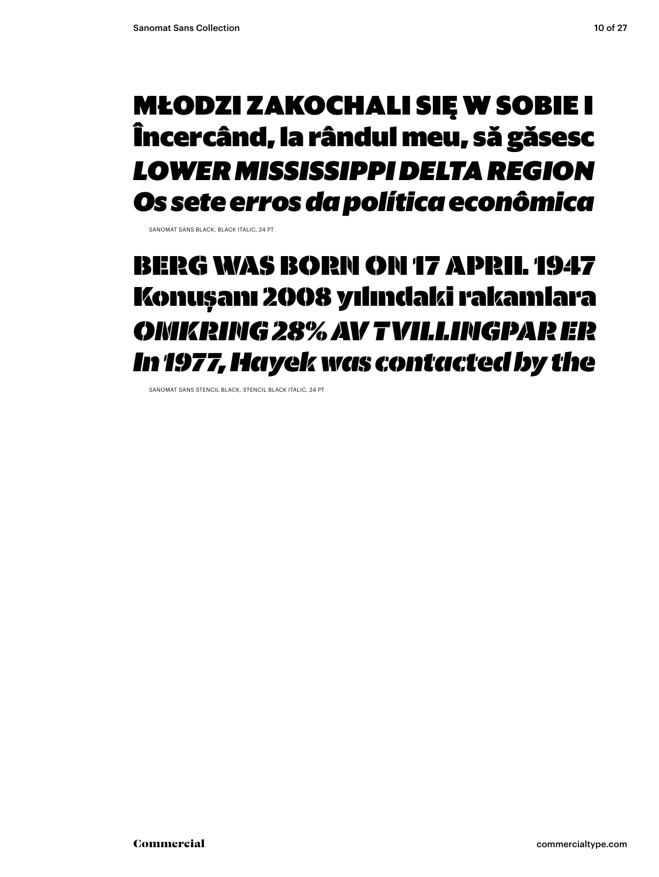MŁODZI ZAKOCHALI SIĘ W SOBIE I
Încercând, la rândul meu, să găsesc
*LOWER MISSISSIPPI DELTA REGION*
*Os sete erros da política econômica*

SANOMAT SANS BLACK, BLACK ITALIC, 24 PT

BERG WAS BORN ON 17 APRIL 1947
Konuşanı 2008 yılındaki rakamlara
*OMKRING 28% AV TVILLINGPAR ER*
*In 1977, Hayek was contacted by the*

SANOMAT SANS STENCIL BLACK, STENCIL BLACK ITALIC, 24 PT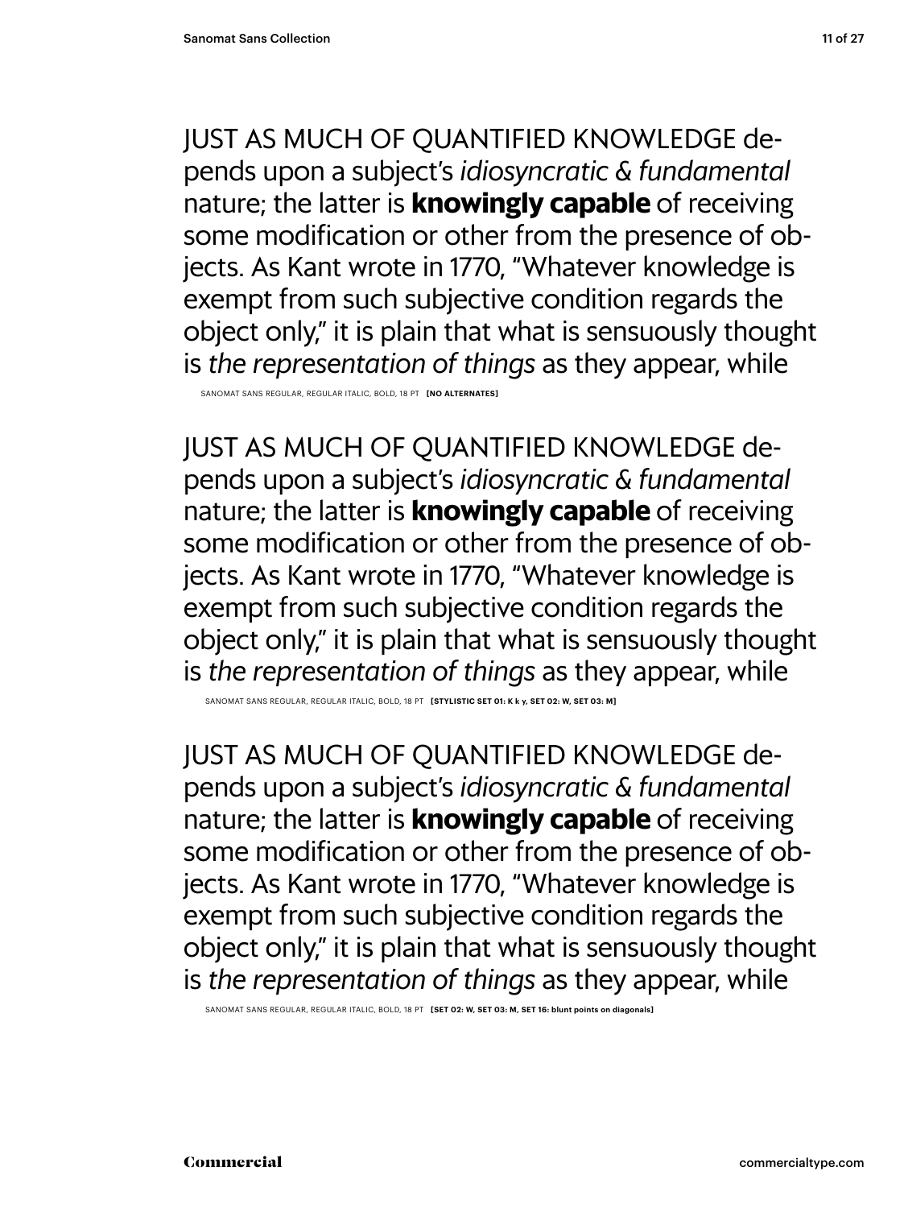JUST AS MUCH OF QUANTIFIED KNOWLEDGE depends upon a subject's *idiosyncratic & fundamental* nature; the latter is **knowingly capable** of receiving some modification or other from the presence of objects. As Kant wrote in 1770, "Whatever knowledge is exempt from such subjective condition regards the object only," it is plain that what is sensuously thought is *the representation of things* as they appear, while

SANOMAT SANS REGULAR, REGULAR ITALIC, BOLD, 18 PT **[NO ALTERNATES]**

JUST AS MUCH OF QUANTIFIED KNOWLEDGE depends upon a subject's *idiosyncratic & fundamental* nature; the latter is **knowingly capable** of receiving some modification or other from the presence of objects. As Kant wrote in 1770, "Whatever knowledge is exempt from such subjective condition regards the object only," it is plain that what is sensuously thought is *the representation of things* as they appear, while

SANOMAT SANS REGULAR, REGULAR ITALIC, BOLD, 18 PT **[STYLISTIC SET 01: K k y, SET 02: W, SET 03: M]**

JUST AS MUCH OF QUANTIFIED KNOWLEDGE depends upon a subject's *idiosyncratic & fundamental* nature; the latter is **knowingly capable** of receiving some modification or other from the presence of objects. As Kant wrote in 1770, "Whatever knowledge is exempt from such subjective condition regards the object only," it is plain that what is sensuously thought is *the representation of things* as they appear, while

SANOMAT SANS REGULAR, REGULAR ITALIC, BOLD, 18 PT **[SET 02: W, SET 03: M, SET 16: blunt points on diagonals]**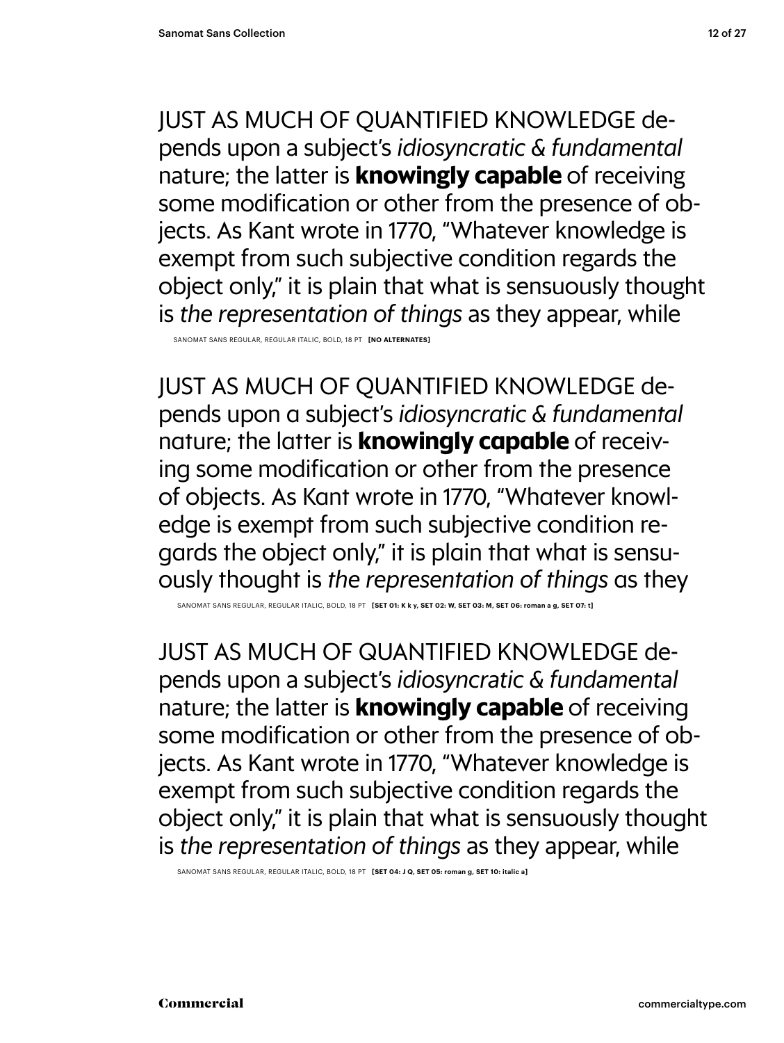JUST AS MUCH OF QUANTIFIED KNOWLEDGE depends upon a subject's *idiosyncratic & fundamental* nature; the latter is **knowingly capable** of receiving some modification or other from the presence of objects. As Kant wrote in 1770, "Whatever knowledge is exempt from such subjective condition regards the object only," it is plain that what is sensuously thought is *the representation of things* as they appear, while

SANOMAT SANS REGULAR, REGULAR ITALIC, BOLD, 18 PT **[NO ALTERNATES]**

JUST AS MUCH OF QUANTIFIED KNOWLEDGE depends upon a subject's *idiosyncratic & fundamental* nature; the latter is **knowingly capable** of receiving some modification or other from the presence of objects. As Kant wrote in 1770, "Whatever knowledge is exempt from such subjective condition regards the object only," it is plain that what is sensuously thought is *the representation of things* as they

SANOMAT SANS REGULAR, REGULAR ITALIC, BOLD, 18 PT **[SET 01: K k y, SET 02: W, SET 03: M, SET 06: roman a g, SET 07: t]**

JUST AS MUCH OF QUANTIFIED KNOWLEDGE depends upon a subject's *idiosyncratic & fundamental* nature; the latter is **knowingly capable** of receiving some modification or other from the presence of objects. As Kant wrote in 1770, "Whatever knowledge is exempt from such subjective condition regards the object only," it is plain that what is sensuously thought is *the representation of things* as they appear, while

SANOMAT SANS REGULAR, REGULAR ITALIC, BOLD, 18 PT **[SET 04: J Q, SET 05: roman g, SET 10: italic a]**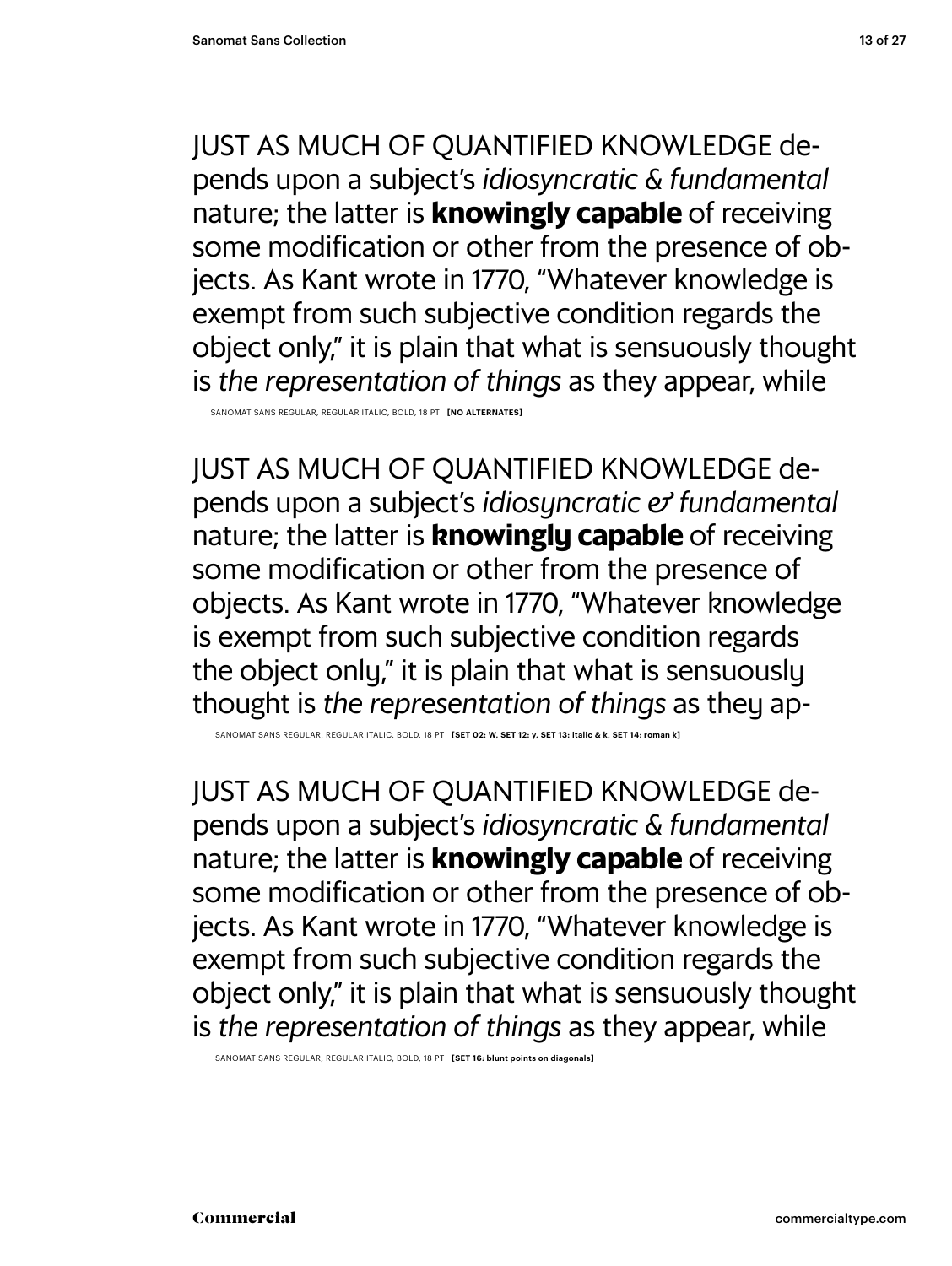JUST AS MUCH OF QUANTIFIED KNOWLEDGE depends upon a subject's *idiosyncratic & fundamental* nature; the latter is **knowingly capable** of receiving some modification or other from the presence of objects. As Kant wrote in 1770, "Whatever knowledge is exempt from such subjective condition regards the object only," it is plain that what is sensuously thought is *the representation of things* as they appear, while

SANOMAT SANS REGULAR, REGULAR ITALIC, BOLD, 18 PT **[NO ALTERNATES]**

JUST AS MUCH OF QUANTIFIED KNOWLEDGE depends upon a subject's *idiosyncratic & fundamental* nature; the latter is **knowingly capable** of receiving some modification or other from the presence of objects. As Kant wrote in 1770, "Whatever knowledge is exempt from such subjective condition regards the object only," it is plain that what is sensuously thought is *the representation of things* as they ap-

SANOMAT SANS REGULAR, REGULAR ITALIC, BOLD, 18 PT **[SET 02: W, SET 12: y, SET 13: italic & k, SET 14: roman k]**

JUST AS MUCH OF QUANTIFIED KNOWLEDGE depends upon a subject's *idiosyncratic & fundamental* nature; the latter is **knowingly capable** of receiving some modification or other from the presence of objects. As Kant wrote in 1770, "Whatever knowledge is exempt from such subjective condition regards the object only," it is plain that what is sensuously thought is *the representation of things* as they appear, while

SANOMAT SANS REGULAR, REGULAR ITALIC, BOLD, 18 PT **[SET 16: blunt points on diagonals]**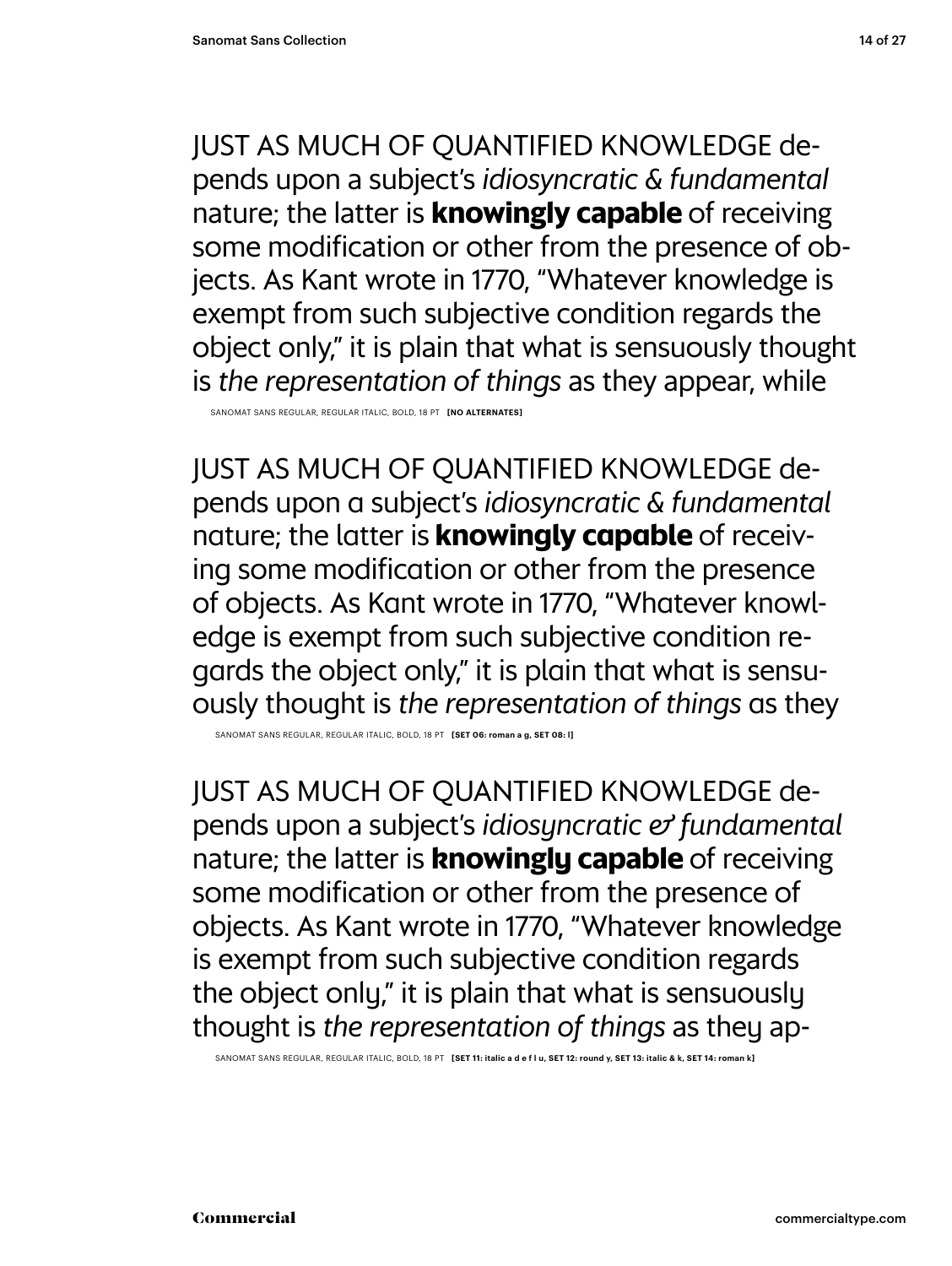JUST AS MUCH OF QUANTIFIED KNOWLEDGE depends upon a subject's *idiosyncratic & fundamental* nature; the latter is **knowingly capable** of receiving some modification or other from the presence of objects. As Kant wrote in 1770, "Whatever knowledge is exempt from such subjective condition regards the object only," it is plain that what is sensuously thought is *the representation of things* as they appear, while

SANOMAT SANS REGULAR, REGULAR ITALIC, BOLD, 18 PT **[NO ALTERNATES]**

JUST AS MUCH OF QUANTIFIED KNOWLEDGE depends upon a subject's *idiosyncratic & fundamental* nature; the latter is **knowingly capable** of receiving some modification or other from the presence of objects. As Kant wrote in 1770, "Whatever knowledge is exempt from such subjective condition regards the object only," it is plain that what is sensuously thought is *the representation of things* as they

SANOMAT SANS REGULAR, REGULAR ITALIC, BOLD, 18 PT **[SET 06: roman a g, SET 08: l]**

JUST AS MUCH OF QUANTIFIED KNOWLEDGE depends upon a subject's *idiosyncratic & fundamental* nature; the latter is **knowingly capable** of receiving some modification or other from the presence of objects. As Kant wrote in 1770, "Whatever knowledge is exempt from such subjective condition regards the object only," it is plain that what is sensuously thought is *the representation of things* as they ap-

SANOMAT SANS REGULAR, REGULAR ITALIC, BOLD, 18 PT **[SET 11: italic a d e f l u, SET 12: round y, SET 13: italic & k, SET 14: roman k]**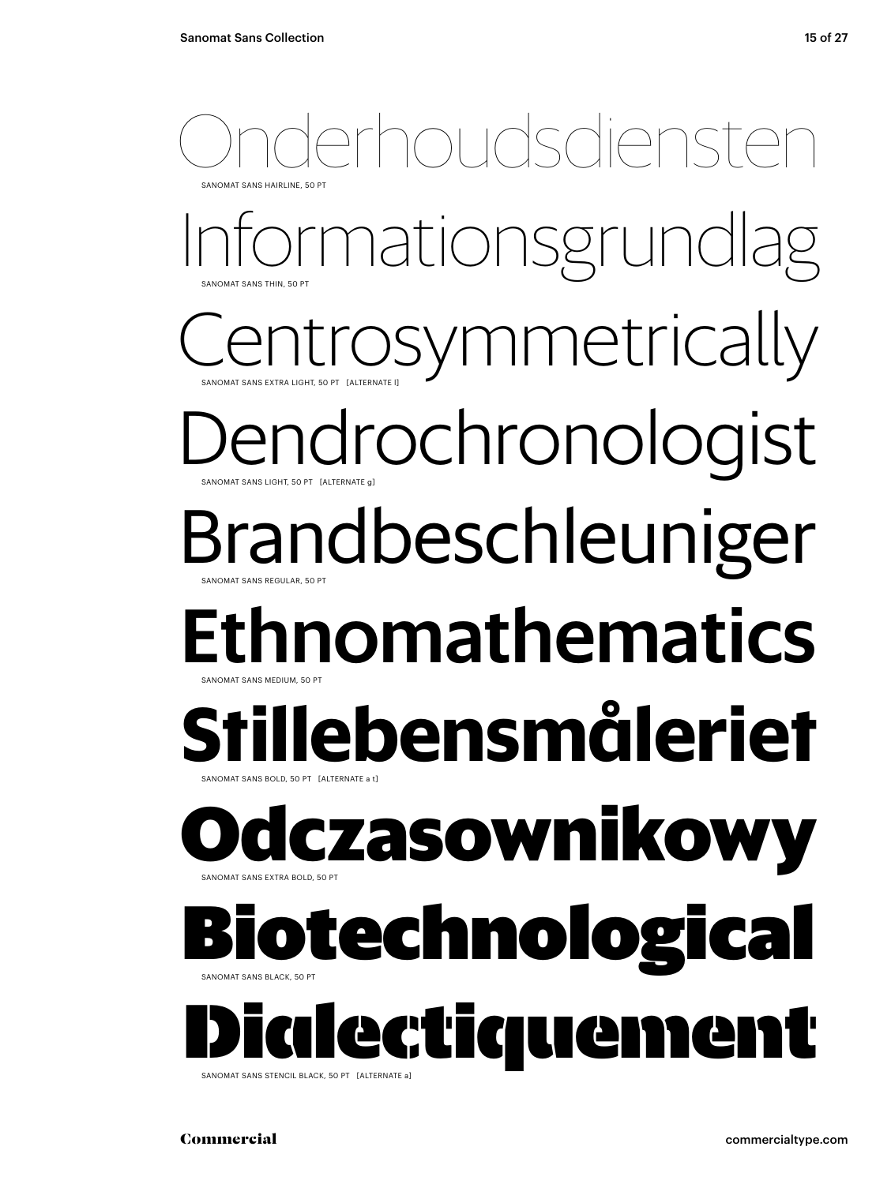Onderhoudsdiensten

SANOMAT SANS HAIRLINE, 50 PT

Informationsgrundlag

SANOMAT SANS THIN, 50 PT

Centrosymmetrically

SANOMAT SANS EXTRA LIGHT, 50 PT [ALTERNATE l]

Dendrochronologist

SANOMAT SANS LIGHT, 50 PT [ALTERNATE g]

Brandbeschleuniger

SANOMAT SANS REGULAR, 50 PT

**Ethnomathematics**

SANOMAT SANS MEDIUM, 50 PT

**Stillebensmåleriet**

SANOMAT SANS BOLD, 50 PT [ALTERNATE a t]

**Odczasownikowy**

SANOMAT SANS EXTRA BOLD, 50 PT

**Biotechnological**

SANOMAT SANS BLACK, 50 PT

**Dialectiquement**

SANOMAT SANS STENCIL BLACK, 50 PT [ALTERNATE a]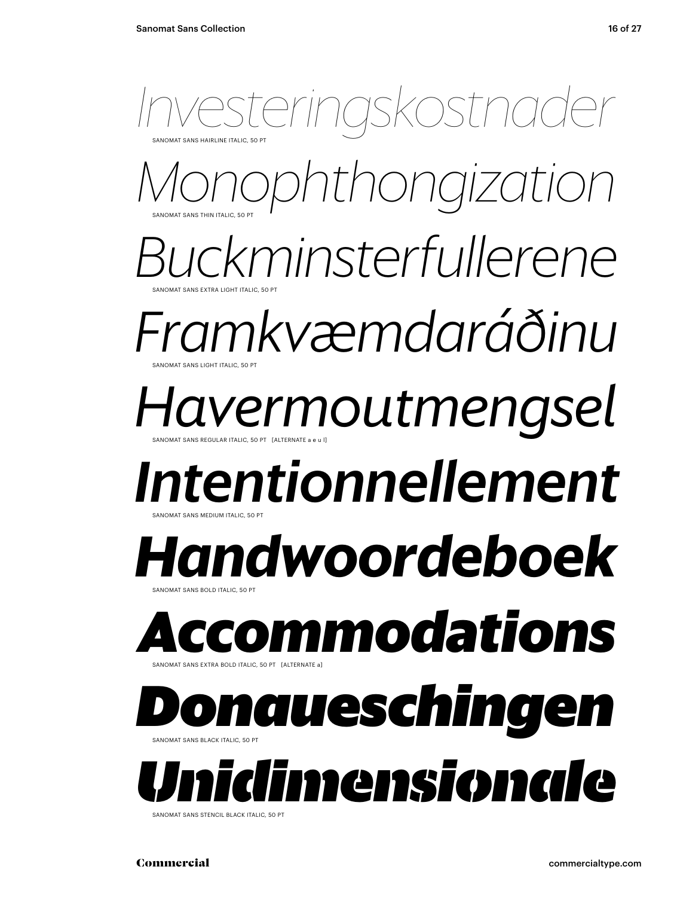*Investeringskostnader*

SANOMAT SANS HAIRLINE ITALIC, 50 PT

*Monophthongization*

SANOMAT SANS THIN ITALIC, 50 PT

*Buckminsterfullerene*

SANOMAT SANS EXTRA LIGHT ITALIC, 50 PT

*Framkvæmdaráðinu*

SANOMAT SANS LIGHT ITALIC, 50 PT

*Havermoutmengsel*

SANOMAT SANS REGULAR ITALIC, 50 PT [ALTERNATE a e u l]

***Intentionnellement***

SANOMAT SANS MEDIUM ITALIC, 50 PT

***Handwoordeboek***

SANOMAT SANS BOLD ITALIC, 50 PT

***Accommodations***

SANOMAT SANS EXTRA BOLD ITALIC, 50 PT [ALTERNATE a]

***Donaueschingen***

SANOMAT SANS BLACK ITALIC, 50 PT

***Unidimensionale***

SANOMAT SANS STENCIL BLACK ITALIC, 50 PT

Commercial

commercialtype.com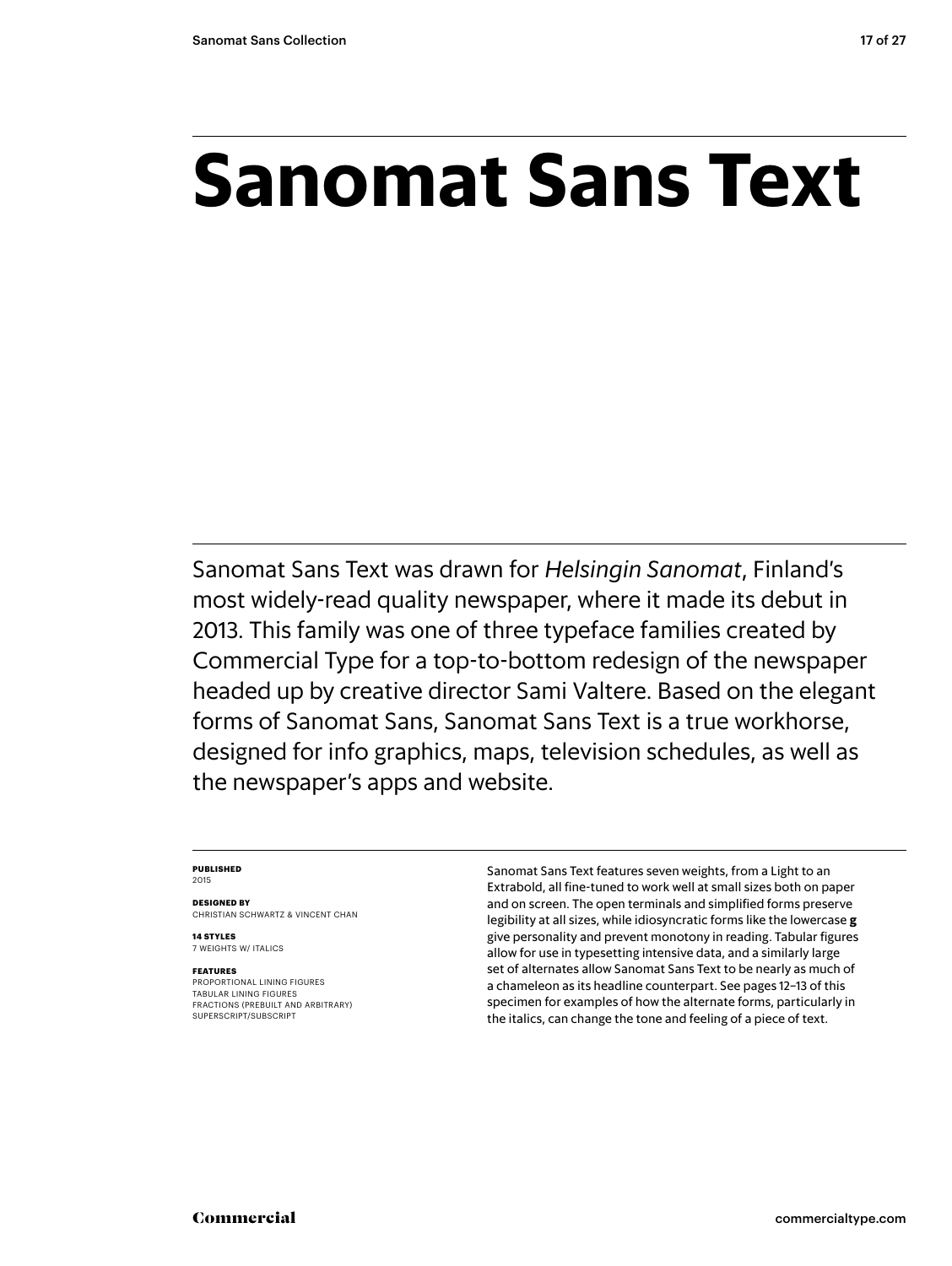# Sanomat Sans Text

Sanomat Sans Text was drawn for *Helsingin Sanomat*, Finland's most widely-read quality newspaper, where it made its debut in 2013. This family was one of three typeface families created by Commercial Type for a top-to-bottom redesign of the newspaper headed up by creative director Sami Valtere. Based on the elegant forms of Sanomat Sans, Sanomat Sans Text is a true workhorse, designed for info graphics, maps, television schedules, as well as the newspaper's apps and website.

**PUBLISHED**
2015

**DESIGNED BY**
CHRISTIAN SCHWARTZ & VINCENT CHAN

**14 STYLES**
7 WEIGHTS W/ ITALICS

**FEATURES**
PROPORTIONAL LINING FIGURES
TABULAR LINING FIGURES
FRACTIONS (PREBUILT AND ARBITRARY)
SUPERSCRIPT/SUBSCRIPT

Sanomat Sans Text features seven weights, from a Light to an Extrabold, all fine-tuned to work well at small sizes both on paper and on screen. The open terminals and simplified forms preserve legibility at all sizes, while idiosyncratic forms like the lowercase **g** give personality and prevent monotony in reading. Tabular figures allow for use in typesetting intensive data, and a similarly large set of alternates allow Sanomat Sans Text to be nearly as much of a chameleon as its headline counterpart. See pages 12–13 of this specimen for examples of how the alternate forms, particularly in the italics, can change the tone and feeling of a piece of text.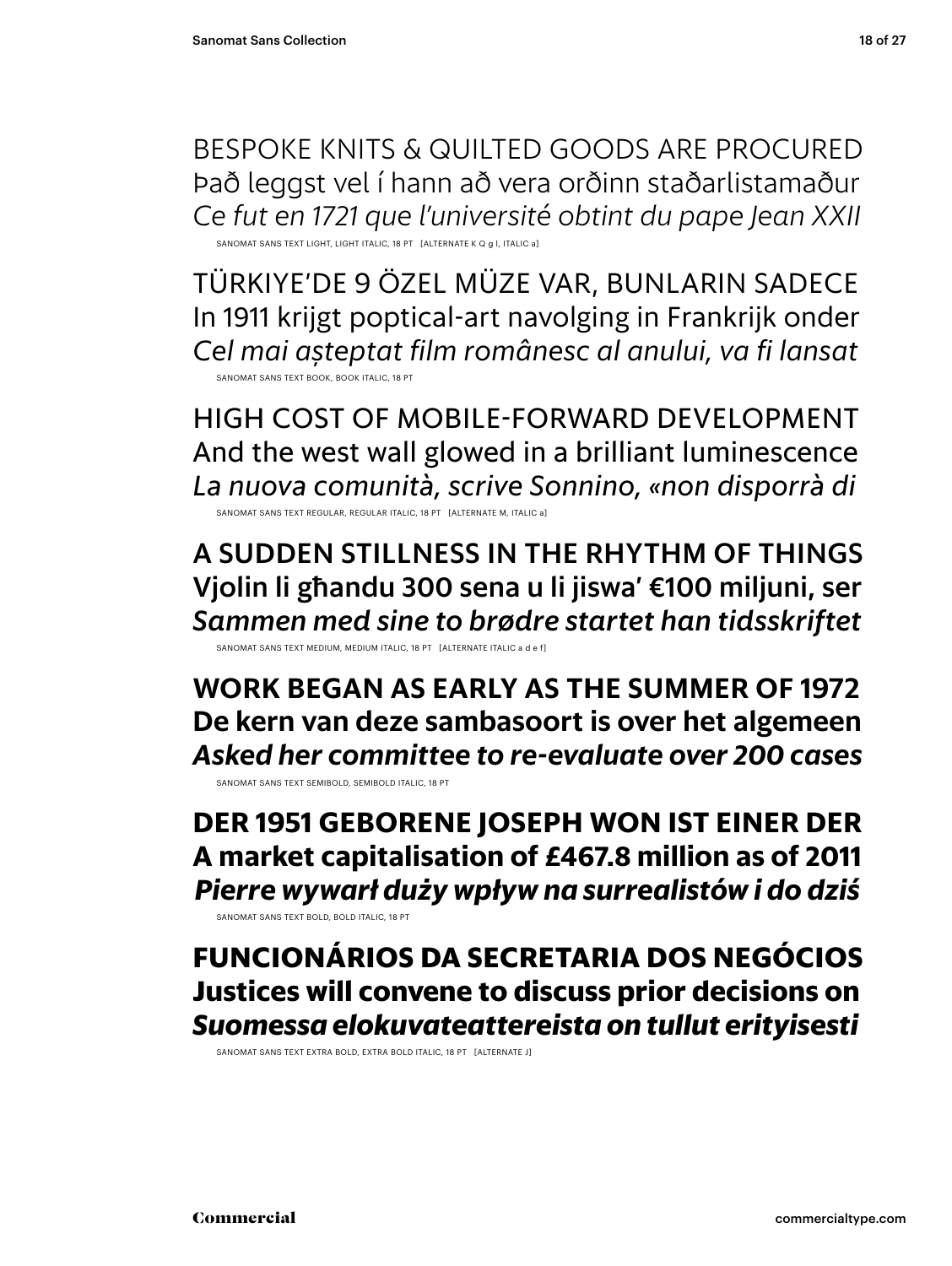BESPOKE KNITS & QUILTED GOODS ARE PROCURED
Það leggst vel í hann að vera orðinn staðarlistamaður
*Ce fut en 1721 que l'université obtint du pape Jean XXII*

SANOMAT SANS TEXT LIGHT, LIGHT ITALIC, 18 PT [ALTERNATE K Q g l, ITALIC a]

TÜRKIYE'DE 9 ÖZEL MÜZE VAR, BUNLARIN SADECE
In 1911 krijgt poptical-art navolging in Frankrijk onder
*Cel mai așteptat film românesc al anului, va fi lansat*

SANOMAT SANS TEXT BOOK, BOOK ITALIC, 18 PT

HIGH COST OF MOBILE-FORWARD DEVELOPMENT
And the west wall glowed in a brilliant luminescence
*La nuova comunità, scrive Sonnino, «non disporrà di*

SANOMAT SANS TEXT REGULAR, REGULAR ITALIC, 18 PT [ALTERNATE M, ITALIC a]

A SUDDEN STILLNESS IN THE RHYTHM OF THINGS
Vjolin li għandu 300 sena u li jiswa' €100 miljuni, ser
*Sammen med sine to brødre startet han tidsskriftet*

SANOMAT SANS TEXT MEDIUM, MEDIUM ITALIC, 18 PT [ALTERNATE ITALIC a d e f]

**WORK BEGAN AS EARLY AS THE SUMMER OF 1972**
**De kern van deze sambasoort is over het algemeen**
***Asked her committee to re-evaluate over 200 cases***

SANOMAT SANS TEXT SEMIBOLD, SEMIBOLD ITALIC, 18 PT

**DER 1951 GEBORENE JOSEPH WON IST EINER DER**
**A market capitalisation of £467.8 million as of 2011**
***Pierre wywarł duży wpływ na surrealistów i do dziś***

SANOMAT SANS TEXT BOLD, BOLD ITALIC, 18 PT

**FUNCIONÁRIOS DA SECRETARIA DOS NEGÓCIOS**
**Justices will convene to discuss prior decisions on**
***Suomessa elokuvateattereista on tullut erityisesti***

SANOMAT SANS TEXT EXTRA BOLD, EXTRA BOLD ITALIC, 18 PT [ALTERNATE J]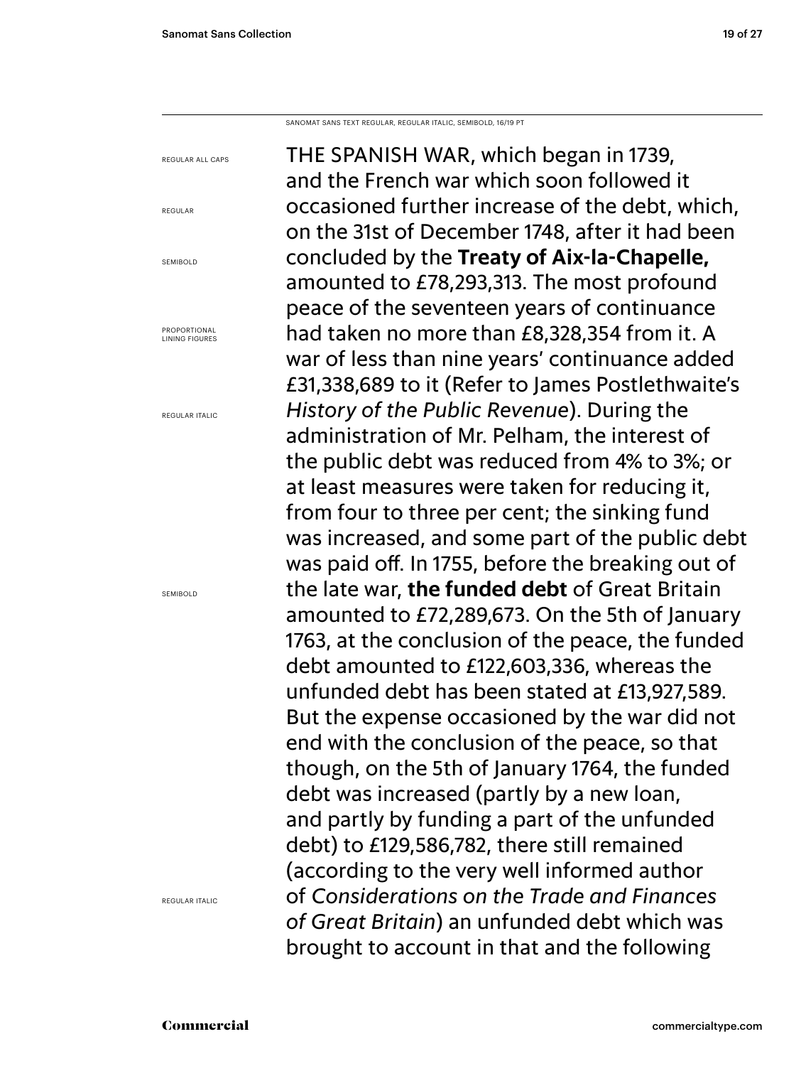SANOMAT SANS TEXT REGULAR, REGULAR ITALIC, SEMIBOLD, 16/19 PT

REGULAR ALL CAPS

REGULAR

SEMIBOLD

PROPORTIONAL LINING FIGURES

REGULAR ITALIC

SEMIBOLD

REGULAR ITALIC

THE SPANISH WAR, which began in 1739, and the French war which soon followed it occasioned further increase of the debt, which, on the 31st of December 1748, after it had been concluded by the **Treaty of Aix-la-Chapelle,** amounted to £78,293,313. The most profound peace of the seventeen years of continuance had taken no more than £8,328,354 from it. A war of less than nine years' continuance added £31,338,689 to it (Refer to James Postlethwaite's *History of the Public Revenue*). During the administration of Mr. Pelham, the interest of the public debt was reduced from 4% to 3%; or at least measures were taken for reducing it, from four to three per cent; the sinking fund was increased, and some part of the public debt was paid off. In 1755, before the breaking out of the late war, **the funded debt** of Great Britain amounted to £72,289,673. On the 5th of January 1763, at the conclusion of the peace, the funded debt amounted to £122,603,336, whereas the unfunded debt has been stated at £13,927,589. But the expense occasioned by the war did not end with the conclusion of the peace, so that though, on the 5th of January 1764, the funded debt was increased (partly by a new loan, and partly by funding a part of the unfunded debt) to £129,586,782, there still remained (according to the very well informed author of *Considerations on the Trade and Finances of Great Britain*) an unfunded debt which was brought to account in that and the following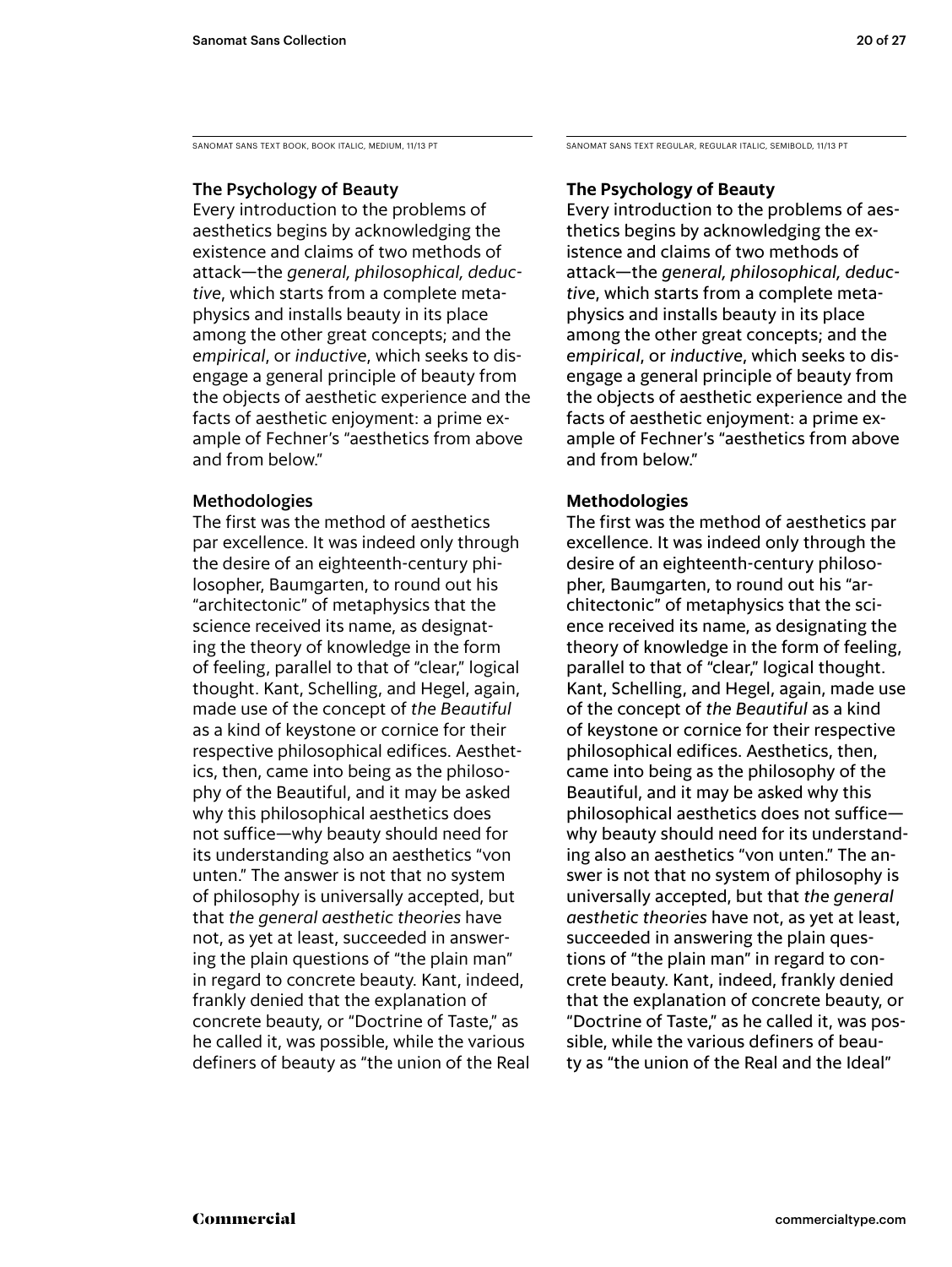SANOMAT SANS TEXT BOOK, BOOK ITALIC, MEDIUM, 11/13 PT

### The Psychology of Beauty

Every introduction to the problems of aesthetics begins by acknowledging the existence and claims of two methods of attack—the *general, philosophical, deductive*, which starts from a complete metaphysics and installs beauty in its place among the other great concepts; and the *empirical*, or *inductive*, which seeks to disengage a general principle of beauty from the objects of aesthetic experience and the facts of aesthetic enjoyment: a prime example of Fechner's "aesthetics from above and from below."

### Methodologies

The first was the method of aesthetics par excellence. It was indeed only through the desire of an eighteenth-century philosopher, Baumgarten, to round out his "architectonic" of metaphysics that the science received its name, as designating the theory of knowledge in the form of feeling, parallel to that of "clear," logical thought. Kant, Schelling, and Hegel, again, made use of the concept of *the Beautiful* as a kind of keystone or cornice for their respective philosophical edifices. Aesthetics, then, came into being as the philosophy of the Beautiful, and it may be asked why this philosophical aesthetics does not suffice—why beauty should need for its understanding also an aesthetics "von unten." The answer is not that no system of philosophy is universally accepted, but that *the general aesthetic theories* have not, as yet at least, succeeded in answering the plain questions of "the plain man" in regard to concrete beauty. Kant, indeed, frankly denied that the explanation of concrete beauty, or "Doctrine of Taste," as he called it, was possible, while the various definers of beauty as "the union of the Real

SANOMAT SANS TEXT REGULAR, REGULAR ITALIC, SEMIBOLD, 11/13 PT

### **The Psychology of Beauty**

Every introduction to the problems of aesthetics begins by acknowledging the existence and claims of two methods of attack—the *general, philosophical, deductive*, which starts from a complete metaphysics and installs beauty in its place among the other great concepts; and the *empirical*, or *inductive*, which seeks to disengage a general principle of beauty from the objects of aesthetic experience and the facts of aesthetic enjoyment: a prime example of Fechner's "aesthetics from above and from below."

### **Methodologies**

The first was the method of aesthetics par excellence. It was indeed only through the desire of an eighteenth-century philosopher, Baumgarten, to round out his "architectonic" of metaphysics that the science received its name, as designating the theory of knowledge in the form of feeling, parallel to that of "clear," logical thought. Kant, Schelling, and Hegel, again, made use of the concept of *the Beautiful* as a kind of keystone or cornice for their respective philosophical edifices. Aesthetics, then, came into being as the philosophy of the Beautiful, and it may be asked why this philosophical aesthetics does not suffice—why beauty should need for its understanding also an aesthetics "von unten." The answer is not that no system of philosophy is universally accepted, but that *the general aesthetic theories* have not, as yet at least, succeeded in answering the plain questions of "the plain man" in regard to concrete beauty. Kant, indeed, frankly denied that the explanation of concrete beauty, or "Doctrine of Taste," as he called it, was possible, while the various definers of beauty as "the union of the Real and the Ideal"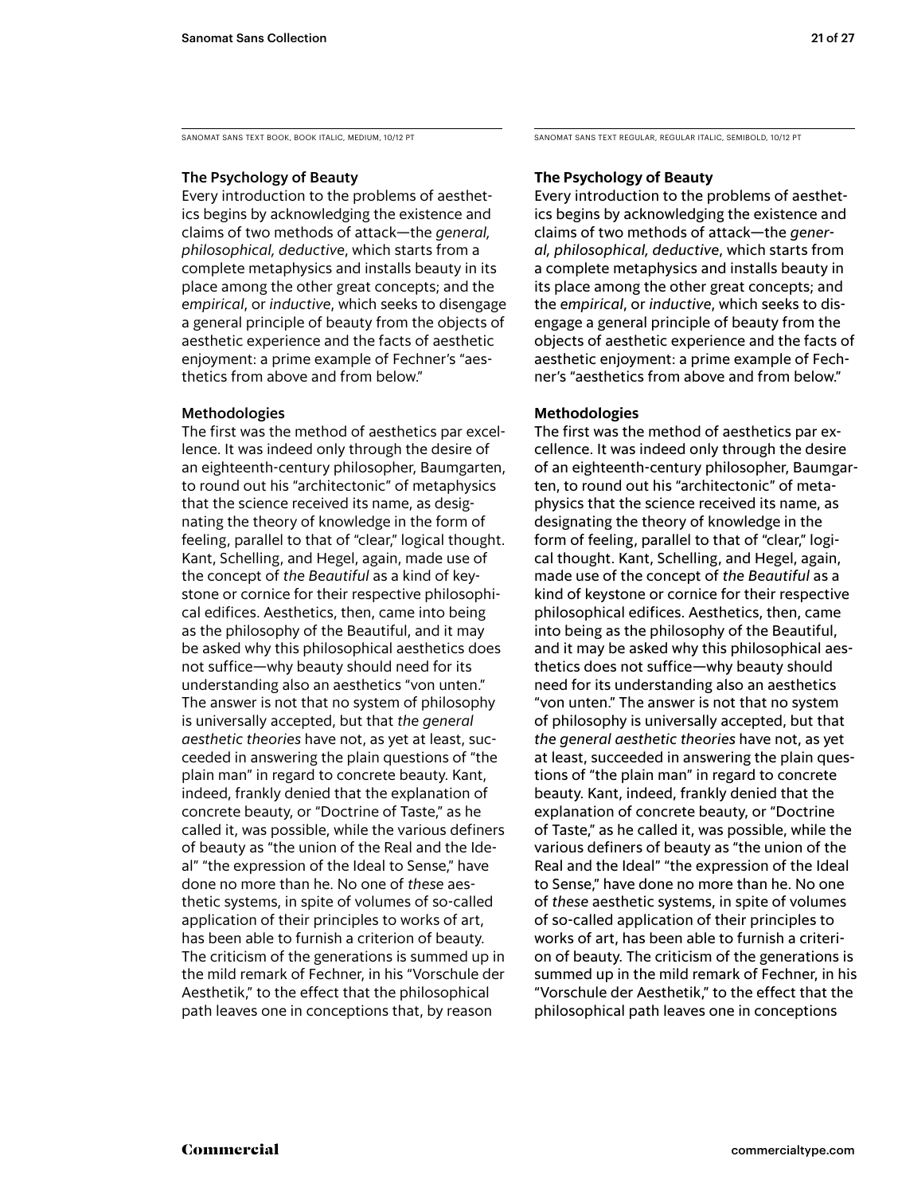SANOMAT SANS TEXT BOOK, BOOK ITALIC, MEDIUM, 10/12 PT

### The Psychology of Beauty

Every introduction to the problems of aesthetics begins by acknowledging the existence and claims of two methods of attack—the *general, philosophical, deductive*, which starts from a complete metaphysics and installs beauty in its place among the other great concepts; and the *empirical*, or *inductive*, which seeks to disengage a general principle of beauty from the objects of aesthetic experience and the facts of aesthetic enjoyment: a prime example of Fechner's "aesthetics from above and from below."

### Methodologies

The first was the method of aesthetics par excellence. It was indeed only through the desire of an eighteenth-century philosopher, Baumgarten, to round out his "architectonic" of metaphysics that the science received its name, as designating the theory of knowledge in the form of feeling, parallel to that of "clear," logical thought. Kant, Schelling, and Hegel, again, made use of the concept of *the Beautiful* as a kind of keystone or cornice for their respective philosophical edifices. Aesthetics, then, came into being as the philosophy of the Beautiful, and it may be asked why this philosophical aesthetics does not suffice—why beauty should need for its understanding also an aesthetics "von unten." The answer is not that no system of philosophy is universally accepted, but that *the general aesthetic theories* have not, as yet at least, succeeded in answering the plain questions of "the plain man" in regard to concrete beauty. Kant, indeed, frankly denied that the explanation of concrete beauty, or "Doctrine of Taste," as he called it, was possible, while the various definers of beauty as "the union of the Real and the Ideal" "the expression of the Ideal to Sense," have done no more than he. No one of *these* aesthetic systems, in spite of volumes of so-called application of their principles to works of art, has been able to furnish a criterion of beauty. The criticism of the generations is summed up in the mild remark of Fechner, in his "Vorschule der Aesthetik," to the effect that the philosophical path leaves one in conceptions that, by reason

SANOMAT SANS TEXT REGULAR, REGULAR ITALIC, SEMIBOLD, 10/12 PT

### **The Psychology of Beauty**

Every introduction to the problems of aesthetics begins by acknowledging the existence and claims of two methods of attack—the *general, philosophical, deductive*, which starts from a complete metaphysics and installs beauty in its place among the other great concepts; and the *empirical*, or *inductive*, which seeks to disengage a general principle of beauty from the objects of aesthetic experience and the facts of aesthetic enjoyment: a prime example of Fechner's "aesthetics from above and from below."

### **Methodologies**

The first was the method of aesthetics par excellence. It was indeed only through the desire of an eighteenth-century philosopher, Baumgarten, to round out his "architectonic" of metaphysics that the science received its name, as designating the theory of knowledge in the form of feeling, parallel to that of "clear," logical thought. Kant, Schelling, and Hegel, again, made use of the concept of *the Beautiful* as a kind of keystone or cornice for their respective philosophical edifices. Aesthetics, then, came into being as the philosophy of the Beautiful, and it may be asked why this philosophical aesthetics does not suffice—why beauty should need for its understanding also an aesthetics "von unten." The answer is not that no system of philosophy is universally accepted, but that *the general aesthetic theories* have not, as yet at least, succeeded in answering the plain questions of "the plain man" in regard to concrete beauty. Kant, indeed, frankly denied that the explanation of concrete beauty, or "Doctrine of Taste," as he called it, was possible, while the various definers of beauty as "the union of the Real and the Ideal" "the expression of the Ideal to Sense," have done no more than he. No one of *these* aesthetic systems, in spite of volumes of so-called application of their principles to works of art, has been able to furnish a criterion of beauty. The criticism of the generations is summed up in the mild remark of Fechner, in his "Vorschule der Aesthetik," to the effect that the philosophical path leaves one in conceptions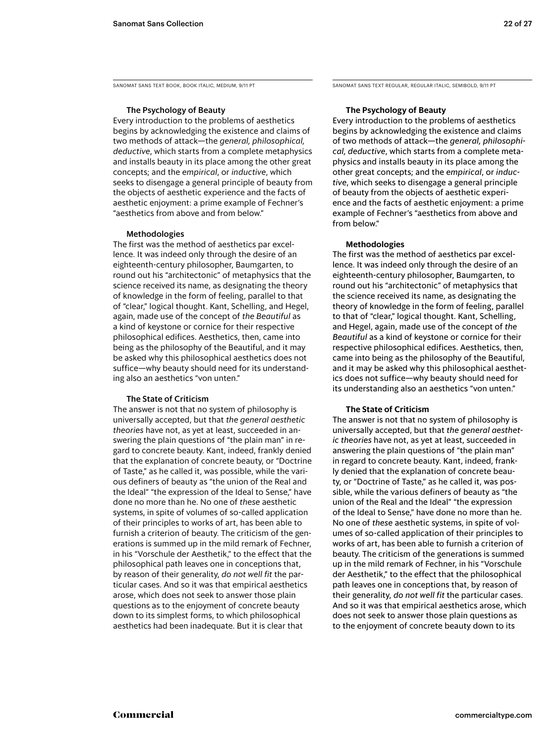SANOMAT SANS TEXT BOOK, BOOK ITALIC, MEDIUM, 9/11 PT

### The Psychology of Beauty

Every introduction to the problems of aesthetics begins by acknowledging the existence and claims of two methods of attack—the *general, philosophical, deductive*, which starts from a complete metaphysics and installs beauty in its place among the other great concepts; and the *empirical*, or *inductive*, which seeks to disengage a general principle of beauty from the objects of aesthetic experience and the facts of aesthetic enjoyment: a prime example of Fechner's "aesthetics from above and from below."

### Methodologies

The first was the method of aesthetics par excellence. It was indeed only through the desire of an eighteenth-century philosopher, Baumgarten, to round out his "architectonic" of metaphysics that the science received its name, as designating the theory of knowledge in the form of feeling, parallel to that of "clear," logical thought. Kant, Schelling, and Hegel, again, made use of the concept of *the Beautiful* as a kind of keystone or cornice for their respective philosophical edifices. Aesthetics, then, came into being as the philosophy of the Beautiful, and it may be asked why this philosophical aesthetics does not suffice—why beauty should need for its understanding also an aesthetics "von unten."

### The State of Criticism

The answer is not that no system of philosophy is universally accepted, but that *the general aesthetic theories* have not, as yet at least, succeeded in answering the plain questions of "the plain man" in regard to concrete beauty. Kant, indeed, frankly denied that the explanation of concrete beauty, or "Doctrine of Taste," as he called it, was possible, while the various definers of beauty as "the union of the Real and the Ideal" "the expression of the Ideal to Sense," have done no more than he. No one of *these* aesthetic systems, in spite of volumes of so-called application of their principles to works of art, has been able to furnish a criterion of beauty. The criticism of the generations is summed up in the mild remark of Fechner, in his "Vorschule der Aesthetik," to the effect that the philosophical path leaves one in conceptions that, by reason of their generality, *do not well fit* the particular cases. And so it was that empirical aesthetics arose, which does not seek to answer those plain questions as to the enjoyment of concrete beauty down to its simplest forms, to which philosophical aesthetics had been inadequate. But it is clear that

SANOMAT SANS TEXT REGULAR, REGULAR ITALIC, SEMIBOLD, 9/11 PT

### The Psychology of Beauty

Every introduction to the problems of aesthetics begins by acknowledging the existence and claims of two methods of attack—the *general, philosophical, deductive*, which starts from a complete metaphysics and installs beauty in its place among the other great concepts; and the *empirical*, or *inductive*, which seeks to disengage a general principle of beauty from the objects of aesthetic experience and the facts of aesthetic enjoyment: a prime example of Fechner's "aesthetics from above and from below."

### Methodologies

The first was the method of aesthetics par excellence. It was indeed only through the desire of an eighteenth-century philosopher, Baumgarten, to round out his "architectonic" of metaphysics that the science received its name, as designating the theory of knowledge in the form of feeling, parallel to that of "clear," logical thought. Kant, Schelling, and Hegel, again, made use of the concept of *the Beautiful* as a kind of keystone or cornice for their respective philosophical edifices. Aesthetics, then, came into being as the philosophy of the Beautiful, and it may be asked why this philosophical aesthetics does not suffice—why beauty should need for its understanding also an aesthetics "von unten."

### The State of Criticism

The answer is not that no system of philosophy is universally accepted, but that *the general aesthetic theories* have not, as yet at least, succeeded in answering the plain questions of "the plain man" in regard to concrete beauty. Kant, indeed, frankly denied that the explanation of concrete beauty, or "Doctrine of Taste," as he called it, was possible, while the various definers of beauty as "the union of the Real and the Ideal" "the expression of the Ideal to Sense," have done no more than he. No one of *these* aesthetic systems, in spite of volumes of so-called application of their principles to works of art, has been able to furnish a criterion of beauty. The criticism of the generations is summed up in the mild remark of Fechner, in his "Vorschule der Aesthetik," to the effect that the philosophical path leaves one in conceptions that, by reason of their generality, *do not well fit* the particular cases. And so it was that empirical aesthetics arose, which does not seek to answer those plain questions as to the enjoyment of concrete beauty down to its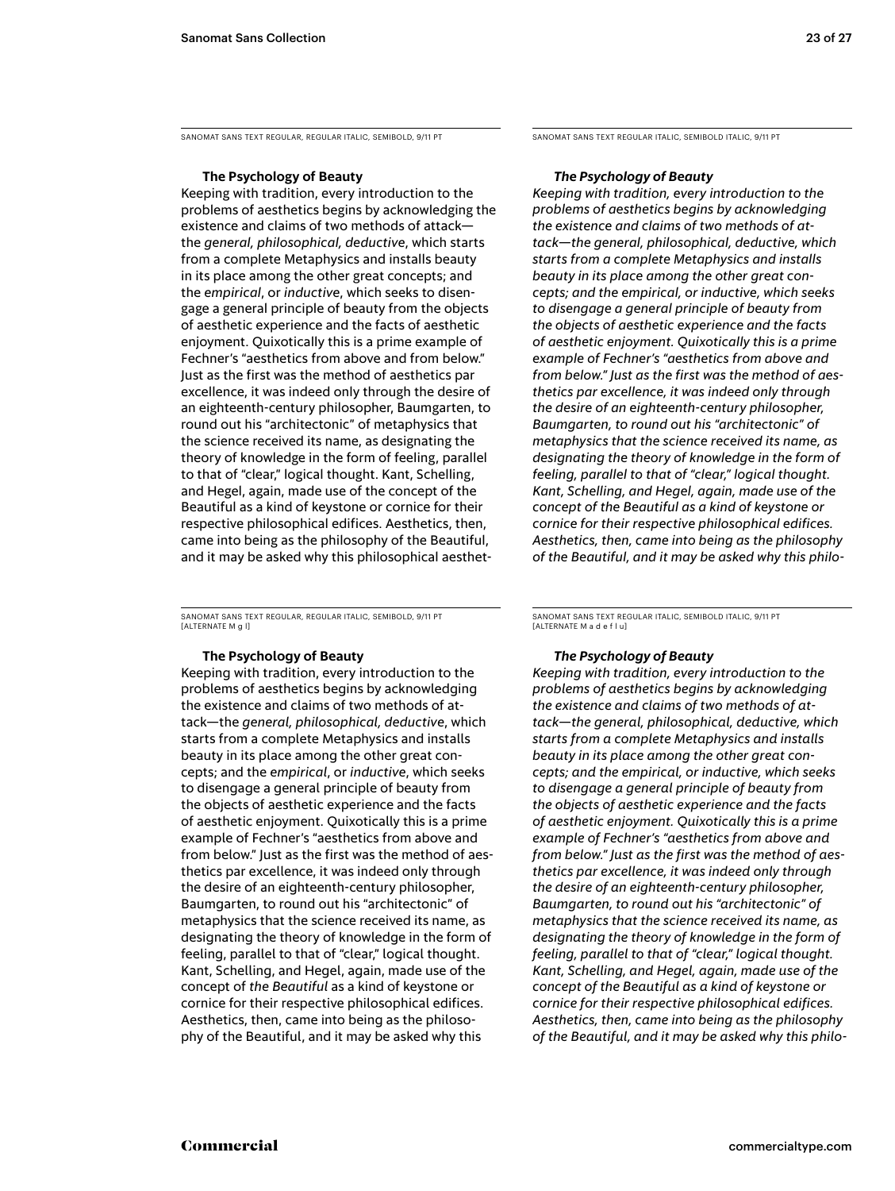SANOMAT SANS TEXT REGULAR, REGULAR ITALIC, SEMIBOLD, 9/11 PT

**The Psychology of Beauty**

Keeping with tradition, every introduction to the problems of aesthetics begins by acknowledging the existence and claims of two methods of attack—the *general, philosophical, deductive*, which starts from a complete Metaphysics and installs beauty in its place among the other great concepts; and the *empirical*, or *inductive*, which seeks to disengage a general principle of beauty from the objects of aesthetic experience and the facts of aesthetic enjoyment. Quixotically this is a prime example of Fechner's "aesthetics from above and from below." Just as the first was the method of aesthetics par excellence, it was indeed only through the desire of an eighteenth-century philosopher, Baumgarten, to round out his "architectonic" of metaphysics that the science received its name, as designating the theory of knowledge in the form of feeling, parallel to that of "clear," logical thought. Kant, Schelling, and Hegel, again, made use of the concept of the Beautiful as a kind of keystone or cornice for their respective philosophical edifices. Aesthetics, then, came into being as the philosophy of the Beautiful, and it may be asked why this philosophical aesthet-

SANOMAT SANS TEXT REGULAR ITALIC, SEMIBOLD ITALIC, 9/11 PT

***The Psychology of Beauty***

*Keeping with tradition, every introduction to the problems of aesthetics begins by acknowledging the existence and claims of two methods of attack—the general, philosophical, deductive, which starts from a complete Metaphysics and installs beauty in its place among the other great concepts; and the empirical, or inductive, which seeks to disengage a general principle of beauty from the objects of aesthetic experience and the facts of aesthetic enjoyment. Quixotically this is a prime example of Fechner's "aesthetics from above and from below." Just as the first was the method of aesthetics par excellence, it was indeed only through the desire of an eighteenth-century philosopher, Baumgarten, to round out his "architectonic" of metaphysics that the science received its name, as designating the theory of knowledge in the form of feeling, parallel to that of "clear," logical thought. Kant, Schelling, and Hegel, again, made use of the concept of the Beautiful as a kind of keystone or cornice for their respective philosophical edifices. Aesthetics, then, came into being as the philosophy of the Beautiful, and it may be asked why this philo-*

SANOMAT SANS TEXT REGULAR, REGULAR ITALIC, SEMIBOLD, 9/11 PT
[ALTERNATE M g l]

**The Psychology of Beauty**

Keeping with tradition, every introduction to the problems of aesthetics begins by acknowledging the existence and claims of two methods of attack—the *general, philosophical, deductive*, which starts from a complete Metaphysics and installs beauty in its place among the other great concepts; and the *empirical*, or *inductive*, which seeks to disengage a general principle of beauty from the objects of aesthetic experience and the facts of aesthetic enjoyment. Quixotically this is a prime example of Fechner's "aesthetics from above and from below." Just as the first was the method of aesthetics par excellence, it was indeed only through the desire of an eighteenth-century philosopher, Baumgarten, to round out his "architectonic" of metaphysics that the science received its name, as designating the theory of knowledge in the form of feeling, parallel to that of "clear," logical thought. Kant, Schelling, and Hegel, again, made use of the concept of *the Beautiful* as a kind of keystone or cornice for their respective philosophical edifices. Aesthetics, then, came into being as the philosophy of the Beautiful, and it may be asked why this

SANOMAT SANS TEXT REGULAR ITALIC, SEMIBOLD ITALIC, 9/11 PT
[ALTERNATE M a d e f l u]

***The Psychology of Beauty***

*Keeping with tradition, every introduction to the problems of aesthetics begins by acknowledging the existence and claims of two methods of attack—the general, philosophical, deductive, which starts from a complete Metaphysics and installs beauty in its place among the other great concepts; and the empirical, or inductive, which seeks to disengage a general principle of beauty from the objects of aesthetic experience and the facts of aesthetic enjoyment. Quixotically this is a prime example of Fechner's "aesthetics from above and from below." Just as the first was the method of aesthetics par excellence, it was indeed only through the desire of an eighteenth-century philosopher, Baumgarten, to round out his "architectonic" of metaphysics that the science received its name, as designating the theory of knowledge in the form of feeling, parallel to that of "clear," logical thought. Kant, Schelling, and Hegel, again, made use of the concept of the Beautiful as a kind of keystone or cornice for their respective philosophical edifices. Aesthetics, then, came into being as the philosophy of the Beautiful, and it may be asked why this philo-*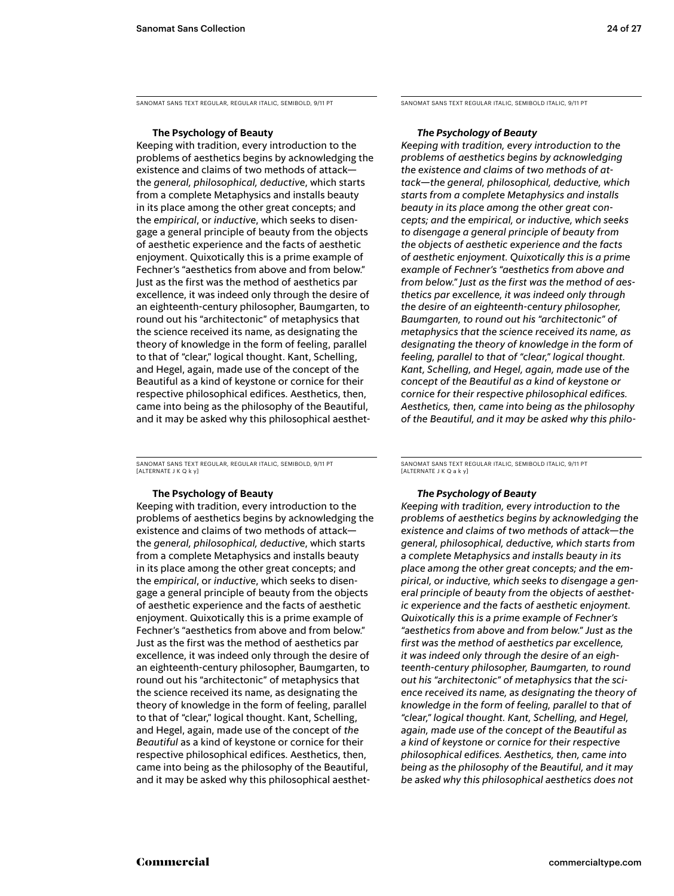SANOMAT SANS TEXT REGULAR, REGULAR ITALIC, SEMIBOLD, 9/11 PT

**The Psychology of Beauty**

Keeping with tradition, every introduction to the problems of aesthetics begins by acknowledging the existence and claims of two methods of attack—the *general, philosophical, deductive*, which starts from a complete Metaphysics and installs beauty in its place among the other great concepts; and the *empirical*, or *inductive*, which seeks to disengage a general principle of beauty from the objects of aesthetic experience and the facts of aesthetic enjoyment. Quixotically this is a prime example of Fechner's "aesthetics from above and from below." Just as the first was the method of aesthetics par excellence, it was indeed only through the desire of an eighteenth-century philosopher, Baumgarten, to round out his "architectonic" of metaphysics that the science received its name, as designating the theory of knowledge in the form of feeling, parallel to that of "clear," logical thought. Kant, Schelling, and Hegel, again, made use of the concept of the Beautiful as a kind of keystone or cornice for their respective philosophical edifices. Aesthetics, then, came into being as the philosophy of the Beautiful, and it may be asked why this philosophical aesthet-

SANOMAT SANS TEXT REGULAR ITALIC, SEMIBOLD ITALIC, 9/11 PT

***The Psychology of Beauty***

*Keeping with tradition, every introduction to the problems of aesthetics begins by acknowledging the existence and claims of two methods of attack—the general, philosophical, deductive, which starts from a complete Metaphysics and installs beauty in its place among the other great concepts; and the empirical, or inductive, which seeks to disengage a general principle of beauty from the objects of aesthetic experience and the facts of aesthetic enjoyment. Quixotically this is a prime example of Fechner's "aesthetics from above and from below." Just as the first was the method of aesthetics par excellence, it was indeed only through the desire of an eighteenth-century philosopher, Baumgarten, to round out his "architectonic" of metaphysics that the science received its name, as designating the theory of knowledge in the form of feeling, parallel to that of "clear," logical thought. Kant, Schelling, and Hegel, again, made use of the concept of the Beautiful as a kind of keystone or cornice for their respective philosophical edifices. Aesthetics, then, came into being as the philosophy of the Beautiful, and it may be asked why this philo-*

SANOMAT SANS TEXT REGULAR, REGULAR ITALIC, SEMIBOLD, 9/11 PT
[ALTERNATE J K Q k y]

**The Psychology of Beauty**

Keeping with tradition, every introduction to the problems of aesthetics begins by acknowledging the existence and claims of two methods of attack—the *general, philosophical, deductive*, which starts from a complete Metaphysics and installs beauty in its place among the other great concepts; and the *empirical*, or *inductive*, which seeks to disengage a general principle of beauty from the objects of aesthetic experience and the facts of aesthetic enjoyment. Quixotically this is a prime example of Fechner's "aesthetics from above and from below." Just as the first was the method of aesthetics par excellence, it was indeed only through the desire of an eighteenth-century philosopher, Baumgarten, to round out his "architectonic" of metaphysics that the science received its name, as designating the theory of knowledge in the form of feeling, parallel to that of "clear," logical thought. Kant, Schelling, and Hegel, again, made use of the concept of *the Beautiful* as a kind of keystone or cornice for their respective philosophical edifices. Aesthetics, then, came into being as the philosophy of the Beautiful, and it may be asked why this philosophical aesthet-

SANOMAT SANS TEXT REGULAR ITALIC, SEMIBOLD ITALIC, 9/11 PT
[ALTERNATE J K Q a k y]

***The Psychology of Beauty***

*Keeping with tradition, every introduction to the problems of aesthetics begins by acknowledging the existence and claims of two methods of attack—the general, philosophical, deductive, which starts from a complete Metaphysics and installs beauty in its place among the other great concepts; and the empirical, or inductive, which seeks to disengage a general principle of beauty from the objects of aesthetic experience and the facts of aesthetic enjoyment. Quixotically this is a prime example of Fechner's "aesthetics from above and from below." Just as the first was the method of aesthetics par excellence, it was indeed only through the desire of an eighteenth-century philosopher, Baumgarten, to round out his "architectonic" of metaphysics that the science received its name, as designating the theory of knowledge in the form of feeling, parallel to that of "clear," logical thought. Kant, Schelling, and Hegel, again, made use of the concept of the Beautiful as a kind of keystone or cornice for their respective philosophical edifices. Aesthetics, then, came into being as the philosophy of the Beautiful, and it may be asked why this philosophical aesthetics does not*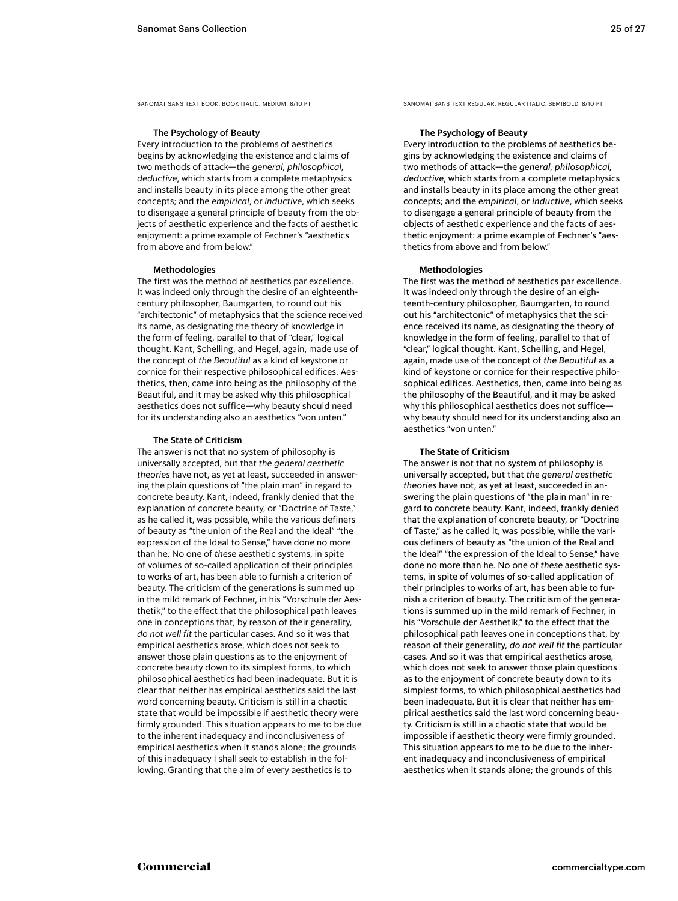SANOMAT SANS TEXT BOOK, BOOK ITALIC, MEDIUM, 8/10 PT

### The Psychology of Beauty

Every introduction to the problems of aesthetics begins by acknowledging the existence and claims of two methods of attack—the *general, philosophical, deductive*, which starts from a complete metaphysics and installs beauty in its place among the other great concepts; and the *empirical*, or *inductive*, which seeks to disengage a general principle of beauty from the objects of aesthetic experience and the facts of aesthetic enjoyment: a prime example of Fechner's "aesthetics from above and from below."

### Methodologies

The first was the method of aesthetics par excellence. It was indeed only through the desire of an eighteenth-century philosopher, Baumgarten, to round out his "architectonic" of metaphysics that the science received its name, as designating the theory of knowledge in the form of feeling, parallel to that of "clear," logical thought. Kant, Schelling, and Hegel, again, made use of the concept of *the Beautiful* as a kind of keystone or cornice for their respective philosophical edifices. Aesthetics, then, came into being as the philosophy of the Beautiful, and it may be asked why this philosophical aesthetics does not suffice—why beauty should need for its understanding also an aesthetics "von unten."

### The State of Criticism

The answer is not that no system of philosophy is universally accepted, but that *the general aesthetic theories* have not, as yet at least, succeeded in answering the plain questions of "the plain man" in regard to concrete beauty. Kant, indeed, frankly denied that the explanation of concrete beauty, or "Doctrine of Taste," as he called it, was possible, while the various definers of beauty as "the union of the Real and the Ideal" "the expression of the Ideal to Sense," have done no more than he. No one of *these* aesthetic systems, in spite of volumes of so-called application of their principles to works of art, has been able to furnish a criterion of beauty. The criticism of the generations is summed up in the mild remark of Fechner, in his "Vorschule der Aesthetik," to the effect that the philosophical path leaves one in conceptions that, by reason of their generality, *do not well fit* the particular cases. And so it was that empirical aesthetics arose, which does not seek to answer those plain questions as to the enjoyment of concrete beauty down to its simplest forms, to which philosophical aesthetics had been inadequate. But it is clear that neither has empirical aesthetics said the last word concerning beauty. Criticism is still in a chaotic state that would be impossible if aesthetic theory were firmly grounded. This situation appears to me to be due to the inherent inadequacy and inconclusiveness of empirical aesthetics when it stands alone; the grounds of this inadequacy I shall seek to establish in the following. Granting that the aim of every aesthetics is to

SANOMAT SANS TEXT REGULAR, REGULAR ITALIC, SEMIBOLD, 8/10 PT

### The Psychology of Beauty

Every introduction to the problems of aesthetics begins by acknowledging the existence and claims of two methods of attack—the *general, philosophical, deductive*, which starts from a complete metaphysics and installs beauty in its place among the other great concepts; and the *empirical*, or *inductive*, which seeks to disengage a general principle of beauty from the objects of aesthetic experience and the facts of aesthetic enjoyment: a prime example of Fechner's "aesthetics from above and from below."

### Methodologies

The first was the method of aesthetics par excellence. It was indeed only through the desire of an eighteenth-century philosopher, Baumgarten, to round out his "architectonic" of metaphysics that the science received its name, as designating the theory of knowledge in the form of feeling, parallel to that of "clear," logical thought. Kant, Schelling, and Hegel, again, made use of the concept of *the Beautiful* as a kind of keystone or cornice for their respective philosophical edifices. Aesthetics, then, came into being as the philosophy of the Beautiful, and it may be asked why this philosophical aesthetics does not suffice—why beauty should need for its understanding also an aesthetics "von unten."

### The State of Criticism

The answer is not that no system of philosophy is universally accepted, but that *the general aesthetic theories* have not, as yet at least, succeeded in answering the plain questions of "the plain man" in regard to concrete beauty. Kant, indeed, frankly denied that the explanation of concrete beauty, or "Doctrine of Taste," as he called it, was possible, while the various definers of beauty as "the union of the Real and the Ideal" "the expression of the Ideal to Sense," have done no more than he. No one of *these* aesthetic systems, in spite of volumes of so-called application of their principles to works of art, has been able to furnish a criterion of beauty. The criticism of the generations is summed up in the mild remark of Fechner, in his "Vorschule der Aesthetik," to the effect that the philosophical path leaves one in conceptions that, by reason of their generality, *do not well fit* the particular cases. And so it was that empirical aesthetics arose, which does not seek to answer those plain questions as to the enjoyment of concrete beauty down to its simplest forms, to which philosophical aesthetics had been inadequate. But it is clear that neither has empirical aesthetics said the last word concerning beauty. Criticism is still in a chaotic state that would be impossible if aesthetic theory were firmly grounded. This situation appears to me to be due to the inherent inadequacy and inconclusiveness of empirical aesthetics when it stands alone; the grounds of this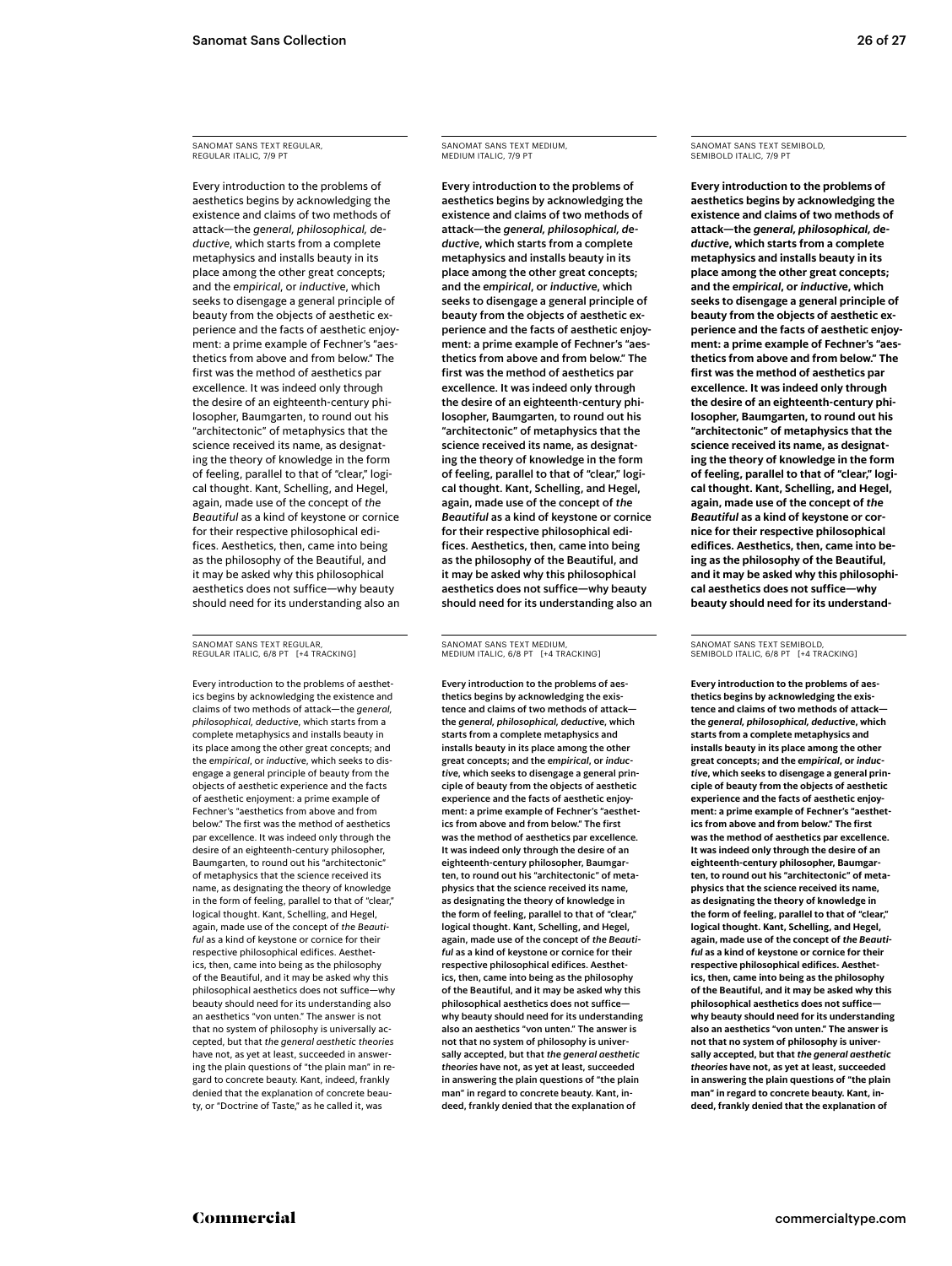SANOMAT SANS TEXT REGULAR, REGULAR ITALIC, 7/9 PT

Every introduction to the problems of aesthetics begins by acknowledging the existence and claims of two methods of attack—the *general, philosophical, deductive*, which starts from a complete metaphysics and installs beauty in its place among the other great concepts; and the *empirical*, or *inductive*, which seeks to disengage a general principle of beauty from the objects of aesthetic experience and the facts of aesthetic enjoyment: a prime example of Fechner's "aesthetics from above and from below." The first was the method of aesthetics par excellence. It was indeed only through the desire of an eighteenth-century philosopher, Baumgarten, to round out his "architectonic" of metaphysics that the science received its name, as designating the theory of knowledge in the form of feeling, parallel to that of "clear," logical thought. Kant, Schelling, and Hegel, again, made use of the concept of *the Beautiful* as a kind of keystone or cornice for their respective philosophical edifices. Aesthetics, then, came into being as the philosophy of the Beautiful, and it may be asked why this philosophical aesthetics does not suffice—why beauty should need for its understanding also an

SANOMAT SANS TEXT MEDIUM, MEDIUM ITALIC, 7/9 PT

Every introduction to the problems of aesthetics begins by acknowledging the existence and claims of two methods of attack—the *general, philosophical, deductive*, which starts from a complete metaphysics and installs beauty in its place among the other great concepts; and the *empirical*, or *inductive*, which seeks to disengage a general principle of beauty from the objects of aesthetic experience and the facts of aesthetic enjoyment: a prime example of Fechner's "aesthetics from above and from below." The first was the method of aesthetics par excellence. It was indeed only through the desire of an eighteenth-century philosopher, Baumgarten, to round out his "architectonic" of metaphysics that the science received its name, as designating the theory of knowledge in the form of feeling, parallel to that of "clear," logical thought. Kant, Schelling, and Hegel, again, made use of the concept of *the Beautiful* as a kind of keystone or cornice for their respective philosophical edifices. Aesthetics, then, came into being as the philosophy of the Beautiful, and it may be asked why this philosophical aesthetics does not suffice—why beauty should need for its understanding also an

SANOMAT SANS TEXT SEMIBOLD, SEMIBOLD ITALIC, 7/9 PT

**Every introduction to the problems of aesthetics begins by acknowledging the existence and claims of two methods of attack—the *general, philosophical, deductive*, which starts from a complete metaphysics and installs beauty in its place among the other great concepts; and the *empirical*, or *inductive*, which seeks to disengage a general principle of beauty from the objects of aesthetic experience and the facts of aesthetic enjoyment: a prime example of Fechner's "aesthetics from above and from below." The first was the method of aesthetics par excellence. It was indeed only through the desire of an eighteenth-century philosopher, Baumgarten, to round out his "architectonic" of metaphysics that the science received its name, as designating the theory of knowledge in the form of feeling, parallel to that of "clear," logical thought. Kant, Schelling, and Hegel, again, made use of the concept of *the Beautiful* as a kind of keystone or cornice for their respective philosophical edifices. Aesthetics, then, came into being as the philosophy of the Beautiful, and it may be asked why this philosophical aesthetics does not suffice—why beauty should need for its understand-**

SANOMAT SANS TEXT REGULAR, REGULAR ITALIC, 6/8 PT [+4 TRACKING]

Every introduction to the problems of aesthetics begins by acknowledging the existence and claims of two methods of attack—the *general, philosophical, deductive*, which starts from a complete metaphysics and installs beauty in its place among the other great concepts; and the *empirical*, or *inductive*, which seeks to disengage a general principle of beauty from the objects of aesthetic experience and the facts of aesthetic enjoyment: a prime example of Fechner's "aesthetics from above and from below." The first was the method of aesthetics par excellence. It was indeed only through the desire of an eighteenth-century philosopher, Baumgarten, to round out his "architectonic" of metaphysics that the science received its name, as designating the theory of knowledge in the form of feeling, parallel to that of "clear," logical thought. Kant, Schelling, and Hegel, again, made use of the concept of *the Beautiful* as a kind of keystone or cornice for their respective philosophical edifices. Aesthetics, then, came into being as the philosophy of the Beautiful, and it may be asked why this philosophical aesthetics does not suffice—why beauty should need for its understanding also an aesthetics "von unten." The answer is not that no system of philosophy is universally accepted, but that *the general aesthetic theories* have not, as yet at least, succeeded in answering the plain questions of "the plain man" in regard to concrete beauty. Kant, indeed, frankly denied that the explanation of concrete beauty, or "Doctrine of Taste," as he called it, was

SANOMAT SANS TEXT MEDIUM, MEDIUM ITALIC, 6/8 PT [+4 TRACKING]

Every introduction to the problems of aesthetics begins by acknowledging the existence and claims of two methods of attack—the *general, philosophical, deductive*, which starts from a complete metaphysics and installs beauty in its place among the other great concepts; and the *empirical*, or *inductive*, which seeks to disengage a general principle of beauty from the objects of aesthetic experience and the facts of aesthetic enjoyment: a prime example of Fechner's "aesthetics from above and from below." The first was the method of aesthetics par excellence. It was indeed only through the desire of an eighteenth-century philosopher, Baumgarten, to round out his "architectonic" of metaphysics that the science received its name, as designating the theory of knowledge in the form of feeling, parallel to that of "clear," logical thought. Kant, Schelling, and Hegel, again, made use of the concept of *the Beautiful* as a kind of keystone or cornice for their respective philosophical edifices. Aesthetics, then, came into being as the philosophy of the Beautiful, and it may be asked why this philosophical aesthetics does not suffice—why beauty should need for its understanding also an aesthetics "von unten." The answer is not that no system of philosophy is universally accepted, but that *the general aesthetic theories* have not, as yet at least, succeeded in answering the plain questions of "the plain man" in regard to concrete beauty. Kant, indeed, frankly denied that the explanation of

SANOMAT SANS TEXT SEMIBOLD, SEMIBOLD ITALIC, 6/8 PT [+4 TRACKING]

**Every introduction to the problems of aesthetics begins by acknowledging the existence and claims of two methods of attack—the *general, philosophical, deductive*, which starts from a complete metaphysics and installs beauty in its place among the other great concepts; and the *empirical*, or *inductive*, which seeks to disengage a general principle of beauty from the objects of aesthetic experience and the facts of aesthetic enjoyment: a prime example of Fechner's "aesthetics from above and from below." The first was the method of aesthetics par excellence. It was indeed only through the desire of an eighteenth-century philosopher, Baumgarten, to round out his "architectonic" of metaphysics that the science received its name, as designating the theory of knowledge in the form of feeling, parallel to that of "clear," logical thought. Kant, Schelling, and Hegel, again, made use of the concept of *the Beautiful* as a kind of keystone or cornice for their respective philosophical edifices. Aesthetics, then, came into being as the philosophy of the Beautiful, and it may be asked why this philosophical aesthetics does not suffice—why beauty should need for its understanding also an aesthetics "von unten." The answer is not that no system of philosophy is universally accepted, but that *the general aesthetic theories* have not, as yet at least, succeeded in answering the plain questions of "the plain man" in regard to concrete beauty. Kant, indeed, frankly denied that the explanation of**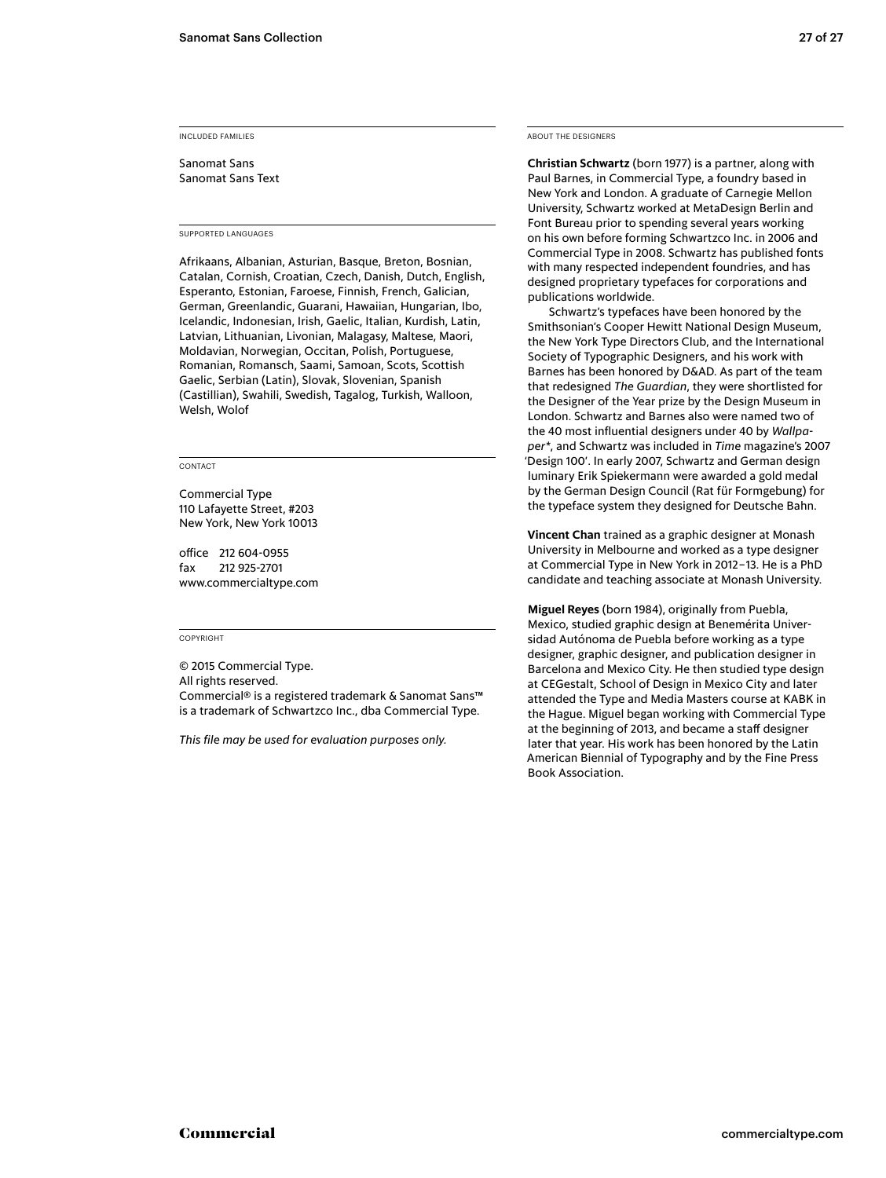## INCLUDED FAMILIES

Sanomat Sans
Sanomat Sans Text

## SUPPORTED LANGUAGES

Afrikaans, Albanian, Asturian, Basque, Breton, Bosnian, Catalan, Cornish, Croatian, Czech, Danish, Dutch, English, Esperanto, Estonian, Faroese, Finnish, French, Galician, German, Greenlandic, Guarani, Hawaiian, Hungarian, Ibo, Icelandic, Indonesian, Irish, Gaelic, Italian, Kurdish, Latin, Latvian, Lithuanian, Livonian, Malagasy, Maltese, Maori, Moldavian, Norwegian, Occitan, Polish, Portuguese, Romanian, Romansch, Saami, Samoan, Scots, Scottish Gaelic, Serbian (Latin), Slovak, Slovenian, Spanish (Castillian), Swahili, Swedish, Tagalog, Turkish, Walloon, Welsh, Wolof

## CONTACT

Commercial Type
110 Lafayette Street, #203
New York, New York 10013

office 212 604-0955
fax 212 925-2701
www.commercialtype.com

## COPYRIGHT

© 2015 Commercial Type.
All rights reserved.
Commercial® is a registered trademark & Sanomat Sans™ is a trademark of Schwartzco Inc., dba Commercial Type.

*This file may be used for evaluation purposes only.*

## ABOUT THE DESIGNERS

**Christian Schwartz** (born 1977) is a partner, along with Paul Barnes, in Commercial Type, a foundry based in New York and London. A graduate of Carnegie Mellon University, Schwartz worked at MetaDesign Berlin and Font Bureau prior to spending several years working on his own before forming Schwartzco Inc. in 2006 and Commercial Type in 2008. Schwartz has published fonts with many respected independent foundries, and has designed proprietary typefaces for corporations and publications worldwide.

Schwartz's typefaces have been honored by the Smithsonian's Cooper Hewitt National Design Museum, the New York Type Directors Club, and the International Society of Typographic Designers, and his work with Barnes has been honored by D&AD. As part of the team that redesigned *The Guardian*, they were shortlisted for the Designer of the Year prize by the Design Museum in London. Schwartz and Barnes also were named two of the 40 most influential designers under 40 by *Wallpaper**, and Schwartz was included in *Time* magazine's 2007 'Design 100'. In early 2007, Schwartz and German design luminary Erik Spiekermann were awarded a gold medal by the German Design Council (Rat für Formgebung) for the typeface system they designed for Deutsche Bahn.

**Vincent Chan** trained as a graphic designer at Monash University in Melbourne and worked as a type designer at Commercial Type in New York in 2012–13. He is a PhD candidate and teaching associate at Monash University.

**Miguel Reyes** (born 1984), originally from Puebla, Mexico, studied graphic design at Benemérita Universidad Autónoma de Puebla before working as a type designer, graphic designer, and publication designer in Barcelona and Mexico City. He then studied type design at CEGestalt, School of Design in Mexico City and later attended the Type and Media Masters course at KABK in the Hague. Miguel began working with Commercial Type at the beginning of 2013, and became a staff designer later that year. His work has been honored by the Latin American Biennial of Typography and by the Fine Press Book Association.